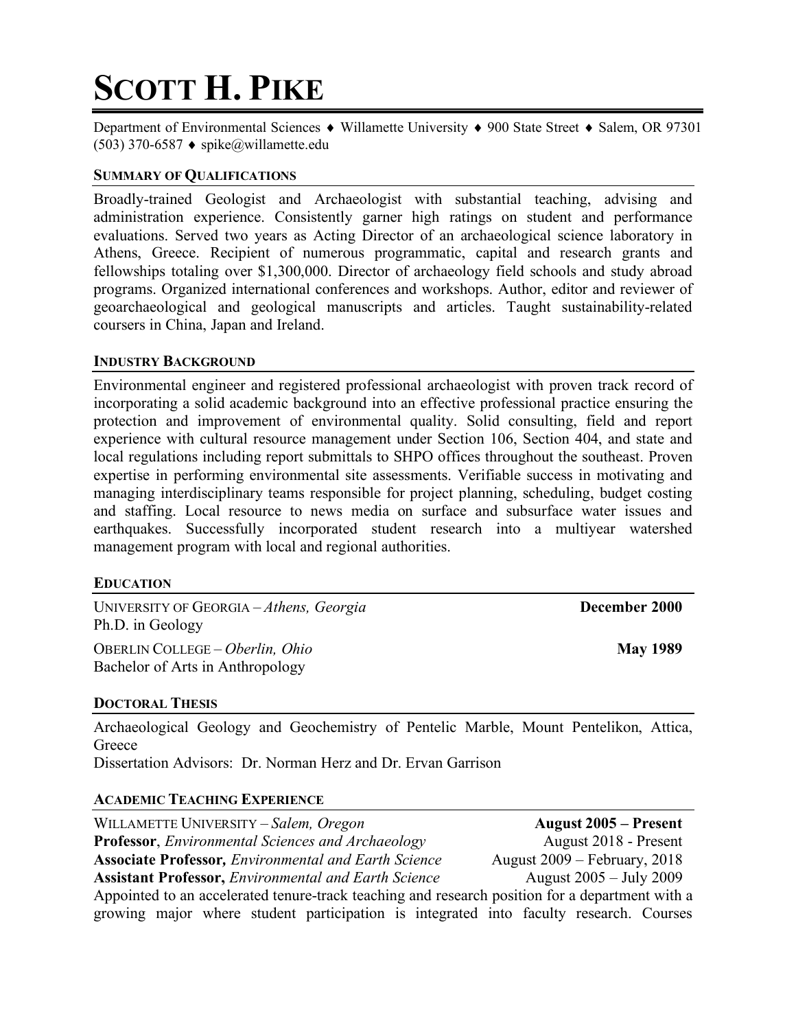# SCOTT H. PIKE

Department of Environmental Sciences ♦ Willamette University ♦ 900 State Street ♦ Salem, OR 97301
(503) 370-6587 ♦ spike@willamette.edu

## SUMMARY OF QUALIFICATIONS

Broadly-trained Geologist and Archaeologist with substantial teaching, advising and administration experience. Consistently garner high ratings on student and performance evaluations. Served two years as Acting Director of an archaeological science laboratory in Athens, Greece. Recipient of numerous programmatic, capital and research grants and fellowships totaling over $1,300,000. Director of archaeology field schools and study abroad programs. Organized international conferences and workshops. Author, editor and reviewer of geoarchaeological and geological manuscripts and articles. Taught sustainability-related coursers in China, Japan and Ireland.

## INDUSTRY BACKGROUND

Environmental engineer and registered professional archaeologist with proven track record of incorporating a solid academic background into an effective professional practice ensuring the protection and improvement of environmental quality. Solid consulting, field and report experience with cultural resource management under Section 106, Section 404, and state and local regulations including report submittals to SHPO offices throughout the southeast. Proven expertise in performing environmental site assessments. Verifiable success in motivating and managing interdisciplinary teams responsible for project planning, scheduling, budget costing and staffing. Local resource to news media on surface and subsurface water issues and earthquakes. Successfully incorporated student research into a multiyear watershed management program with local and regional authorities.

## EDUCATION

UNIVERSITY OF GEORGIA – *Athens, Georgia* — **December 2000**
Ph.D. in Geology

OBERLIN COLLEGE – *Oberlin, Ohio* — **May 1989**
Bachelor of Arts in Anthropology

## DOCTORAL THESIS

Archaeological Geology and Geochemistry of Pentelic Marble, Mount Pentelikon, Attica, Greece
Dissertation Advisors: Dr. Norman Herz and Dr. Ervan Garrison

## ACADEMIC TEACHING EXPERIENCE

WILLAMETTE UNIVERSITY – *Salem, Oregon* — **August 2005 – Present**
**Professor**, *Environmental Sciences and Archaeology* — August 2018 - Present
**Associate Professor,** *Environmental and Earth Science* — August 2009 – February, 2018
**Assistant Professor,** *Environmental and Earth Science* — August 2005 – July 2009

Appointed to an accelerated tenure-track teaching and research position for a department with a growing major where student participation is integrated into faculty research. Courses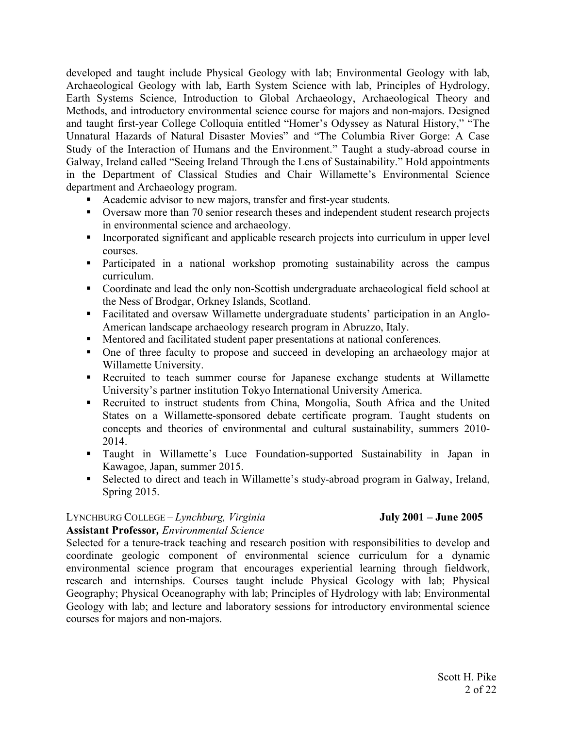developed and taught include Physical Geology with lab; Environmental Geology with lab, Archaeological Geology with lab, Earth System Science with lab, Principles of Hydrology, Earth Systems Science, Introduction to Global Archaeology, Archaeological Theory and Methods, and introductory environmental science course for majors and non-majors. Designed and taught first-year College Colloquia entitled "Homer's Odyssey as Natural History," "The Unnatural Hazards of Natural Disaster Movies" and "The Columbia River Gorge: A Case Study of the Interaction of Humans and the Environment." Taught a study-abroad course in Galway, Ireland called "Seeing Ireland Through the Lens of Sustainability." Hold appointments in the Department of Classical Studies and Chair Willamette's Environmental Science department and Archaeology program.

- Academic advisor to new majors, transfer and first-year students.
- Oversaw more than 70 senior research theses and independent student research projects in environmental science and archaeology.
- Incorporated significant and applicable research projects into curriculum in upper level courses.
- Participated in a national workshop promoting sustainability across the campus curriculum.
- Coordinate and lead the only non-Scottish undergraduate archaeological field school at the Ness of Brodgar, Orkney Islands, Scotland.
- Facilitated and oversaw Willamette undergraduate students' participation in an Anglo-American landscape archaeology research program in Abruzzo, Italy.
- Mentored and facilitated student paper presentations at national conferences.
- One of three faculty to propose and succeed in developing an archaeology major at Willamette University.
- Recruited to teach summer course for Japanese exchange students at Willamette University's partner institution Tokyo International University America.
- Recruited to instruct students from China, Mongolia, South Africa and the United States on a Willamette-sponsored debate certificate program. Taught students on concepts and theories of environmental and cultural sustainability, summers 2010-2014.
- Taught in Willamette's Luce Foundation-supported Sustainability in Japan in Kawagoe, Japan, summer 2015.
- Selected to direct and teach in Willamette's study-abroad program in Galway, Ireland, Spring 2015.

LYNCHBURG COLLEGE – *Lynchburg, Virginia* **July 2001 – June 2005**
**Assistant Professor,** *Environmental Science*

Selected for a tenure-track teaching and research position with responsibilities to develop and coordinate geologic component of environmental science curriculum for a dynamic environmental science program that encourages experiential learning through fieldwork, research and internships. Courses taught include Physical Geology with lab; Physical Geography; Physical Oceanography with lab; Principles of Hydrology with lab; Environmental Geology with lab; and lecture and laboratory sessions for introductory environmental science courses for majors and non-majors.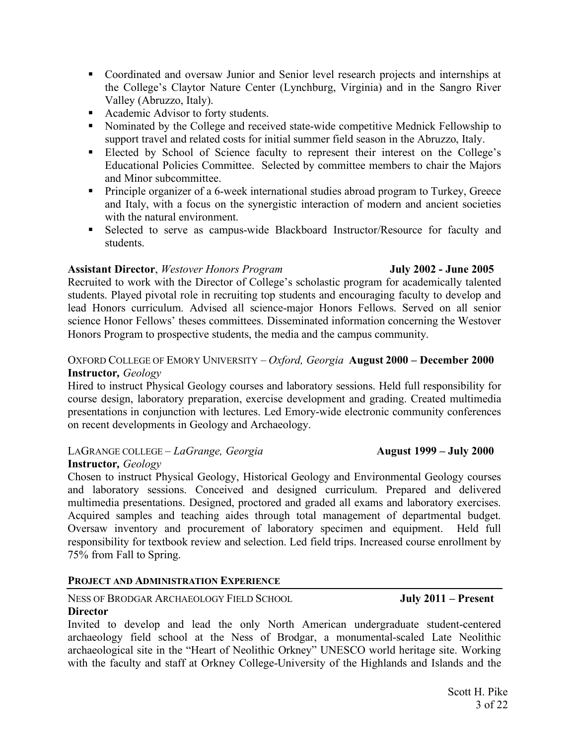- Coordinated and oversaw Junior and Senior level research projects and internships at the College's Claytor Nature Center (Lynchburg, Virginia) and in the Sangro River Valley (Abruzzo, Italy).
- Academic Advisor to forty students.
- Nominated by the College and received state-wide competitive Mednick Fellowship to support travel and related costs for initial summer field season in the Abruzzo, Italy.
- Elected by School of Science faculty to represent their interest on the College's Educational Policies Committee. Selected by committee members to chair the Majors and Minor subcommittee.
- Principle organizer of a 6-week international studies abroad program to Turkey, Greece and Italy, with a focus on the synergistic interaction of modern and ancient societies with the natural environment.
- Selected to serve as campus-wide Blackboard Instructor/Resource for faculty and students.

**Assistant Director**, *Westover Honors Program* **July 2002 - June 2005**

Recruited to work with the Director of College's scholastic program for academically talented students. Played pivotal role in recruiting top students and encouraging faculty to develop and lead Honors curriculum. Advised all science-major Honors Fellows. Served on all senior science Honor Fellows' theses committees. Disseminated information concerning the Westover Honors Program to prospective students, the media and the campus community.

OXFORD COLLEGE OF EMORY UNIVERSITY – *Oxford, Georgia* **August 2000 – December 2000**
**Instructor,** *Geology*

Hired to instruct Physical Geology courses and laboratory sessions. Held full responsibility for course design, laboratory preparation, exercise development and grading. Created multimedia presentations in conjunction with lectures. Led Emory-wide electronic community conferences on recent developments in Geology and Archaeology.

LAGRANGE COLLEGE – *LaGrange, Georgia* **August 1999 – July 2000**
**Instructor,** *Geology*

Chosen to instruct Physical Geology, Historical Geology and Environmental Geology courses and laboratory sessions. Conceived and designed curriculum. Prepared and delivered multimedia presentations. Designed, proctored and graded all exams and laboratory exercises. Acquired samples and teaching aides through total management of departmental budget. Oversaw inventory and procurement of laboratory specimen and equipment. Held full responsibility for textbook review and selection. Led field trips. Increased course enrollment by 75% from Fall to Spring.

## PROJECT AND ADMINISTRATION EXPERIENCE

NESS OF BRODGAR ARCHAEOLOGY FIELD SCHOOL **July 2011 – Present**
**Director**

Invited to develop and lead the only North American undergraduate student-centered archaeology field school at the Ness of Brodgar, a monumental-scaled Late Neolithic archaeological site in the "Heart of Neolithic Orkney" UNESCO world heritage site. Working with the faculty and staff at Orkney College-University of the Highlands and Islands and the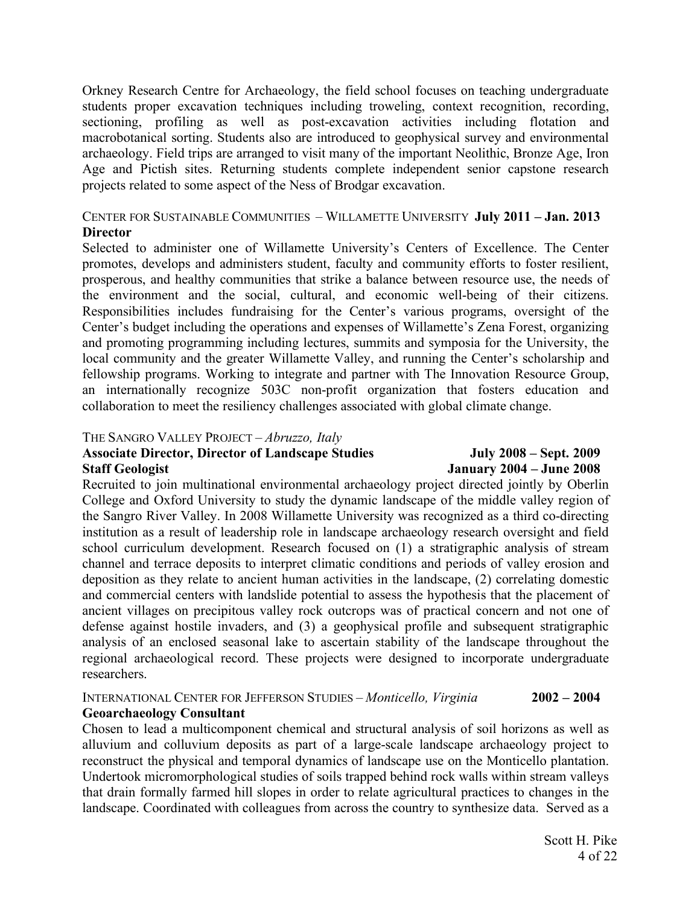Orkney Research Centre for Archaeology, the field school focuses on teaching undergraduate students proper excavation techniques including troweling, context recognition, recording, sectioning, profiling as well as post-excavation activities including flotation and macrobotanical sorting. Students also are introduced to geophysical survey and environmental archaeology. Field trips are arranged to visit many of the important Neolithic, Bronze Age, Iron Age and Pictish sites. Returning students complete independent senior capstone research projects related to some aspect of the Ness of Brodgar excavation.

CENTER FOR SUSTAINABLE COMMUNITIES – WILLAMETTE UNIVERSITY **July 2011 – Jan. 2013**
**Director**
Selected to administer one of Willamette University's Centers of Excellence. The Center promotes, develops and administers student, faculty and community efforts to foster resilient, prosperous, and healthy communities that strike a balance between resource use, the needs of the environment and the social, cultural, and economic well-being of their citizens. Responsibilities includes fundraising for the Center's various programs, oversight of the Center's budget including the operations and expenses of Willamette's Zena Forest, organizing and promoting programming including lectures, summits and symposia for the University, the local community and the greater Willamette Valley, and running the Center's scholarship and fellowship programs. Working to integrate and partner with The Innovation Resource Group, an internationally recognize 503C non-profit organization that fosters education and collaboration to meet the resiliency challenges associated with global climate change.

THE SANGRO VALLEY PROJECT – *Abruzzo, Italy*
**Associate Director, Director of Landscape Studies July 2008 – Sept. 2009**
**Staff Geologist January 2004 – June 2008**
Recruited to join multinational environmental archaeology project directed jointly by Oberlin College and Oxford University to study the dynamic landscape of the middle valley region of the Sangro River Valley. In 2008 Willamette University was recognized as a third co-directing institution as a result of leadership role in landscape archaeology research oversight and field school curriculum development. Research focused on (1) a stratigraphic analysis of stream channel and terrace deposits to interpret climatic conditions and periods of valley erosion and deposition as they relate to ancient human activities in the landscape, (2) correlating domestic and commercial centers with landslide potential to assess the hypothesis that the placement of ancient villages on precipitous valley rock outcrops was of practical concern and not one of defense against hostile invaders, and (3) a geophysical profile and subsequent stratigraphic analysis of an enclosed seasonal lake to ascertain stability of the landscape throughout the regional archaeological record. These projects were designed to incorporate undergraduate researchers.

INTERNATIONAL CENTER FOR JEFFERSON STUDIES – *Monticello, Virginia* **2002 – 2004**
**Geoarchaeology Consultant**
Chosen to lead a multicomponent chemical and structural analysis of soil horizons as well as alluvium and colluvium deposits as part of a large-scale landscape archaeology project to reconstruct the physical and temporal dynamics of landscape use on the Monticello plantation. Undertook micromorphological studies of soils trapped behind rock walls within stream valleys that drain formally farmed hill slopes in order to relate agricultural practices to changes in the landscape. Coordinated with colleagues from across the country to synthesize data. Served as a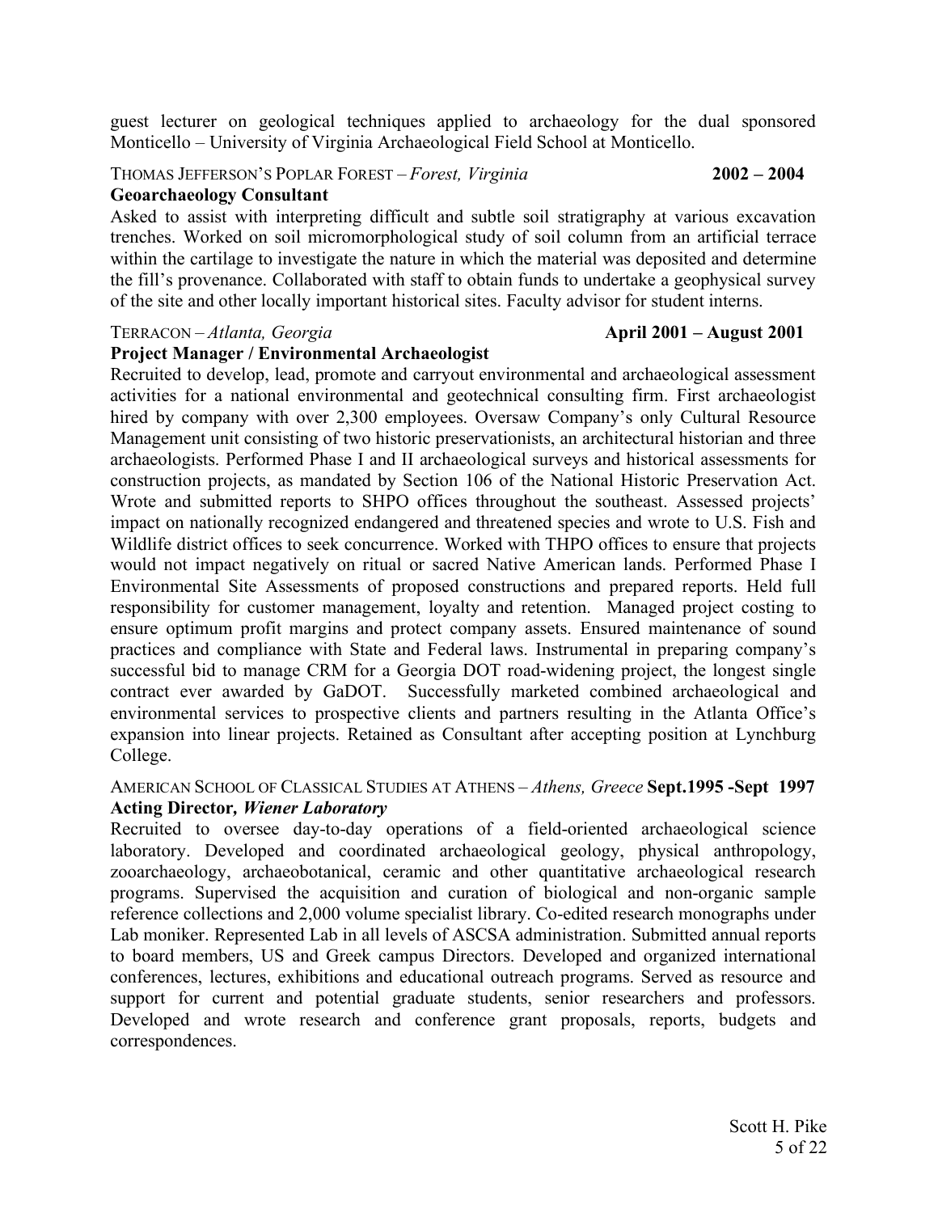guest lecturer on geological techniques applied to archaeology for the dual sponsored Monticello – University of Virginia Archaeological Field School at Monticello.

THOMAS JEFFERSON'S POPLAR FOREST – *Forest, Virginia* **2002 – 2004**
**Geoarchaeology Consultant**

Asked to assist with interpreting difficult and subtle soil stratigraphy at various excavation trenches. Worked on soil micromorphological study of soil column from an artificial terrace within the cartilage to investigate the nature in which the material was deposited and determine the fill's provenance. Collaborated with staff to obtain funds to undertake a geophysical survey of the site and other locally important historical sites. Faculty advisor for student interns.

TERRACON – *Atlanta, Georgia* **April 2001 – August 2001**
**Project Manager / Environmental Archaeologist**

Recruited to develop, lead, promote and carryout environmental and archaeological assessment activities for a national environmental and geotechnical consulting firm. First archaeologist hired by company with over 2,300 employees. Oversaw Company's only Cultural Resource Management unit consisting of two historic preservationists, an architectural historian and three archaeologists. Performed Phase I and II archaeological surveys and historical assessments for construction projects, as mandated by Section 106 of the National Historic Preservation Act. Wrote and submitted reports to SHPO offices throughout the southeast. Assessed projects' impact on nationally recognized endangered and threatened species and wrote to U.S. Fish and Wildlife district offices to seek concurrence. Worked with THPO offices to ensure that projects would not impact negatively on ritual or sacred Native American lands. Performed Phase I Environmental Site Assessments of proposed constructions and prepared reports. Held full responsibility for customer management, loyalty and retention. Managed project costing to ensure optimum profit margins and protect company assets. Ensured maintenance of sound practices and compliance with State and Federal laws. Instrumental in preparing company's successful bid to manage CRM for a Georgia DOT road-widening project, the longest single contract ever awarded by GaDOT. Successfully marketed combined archaeological and environmental services to prospective clients and partners resulting in the Atlanta Office's expansion into linear projects. Retained as Consultant after accepting position at Lynchburg College.

AMERICAN SCHOOL OF CLASSICAL STUDIES AT ATHENS – *Athens, Greece* **Sept.1995 -Sept 1997**
**Acting Director, *Wiener Laboratory***

Recruited to oversee day-to-day operations of a field-oriented archaeological science laboratory. Developed and coordinated archaeological geology, physical anthropology, zooarchaeology, archaeobotanical, ceramic and other quantitative archaeological research programs. Supervised the acquisition and curation of biological and non-organic sample reference collections and 2,000 volume specialist library. Co-edited research monographs under Lab moniker. Represented Lab in all levels of ASCSA administration. Submitted annual reports to board members, US and Greek campus Directors. Developed and organized international conferences, lectures, exhibitions and educational outreach programs. Served as resource and support for current and potential graduate students, senior researchers and professors. Developed and wrote research and conference grant proposals, reports, budgets and correspondences.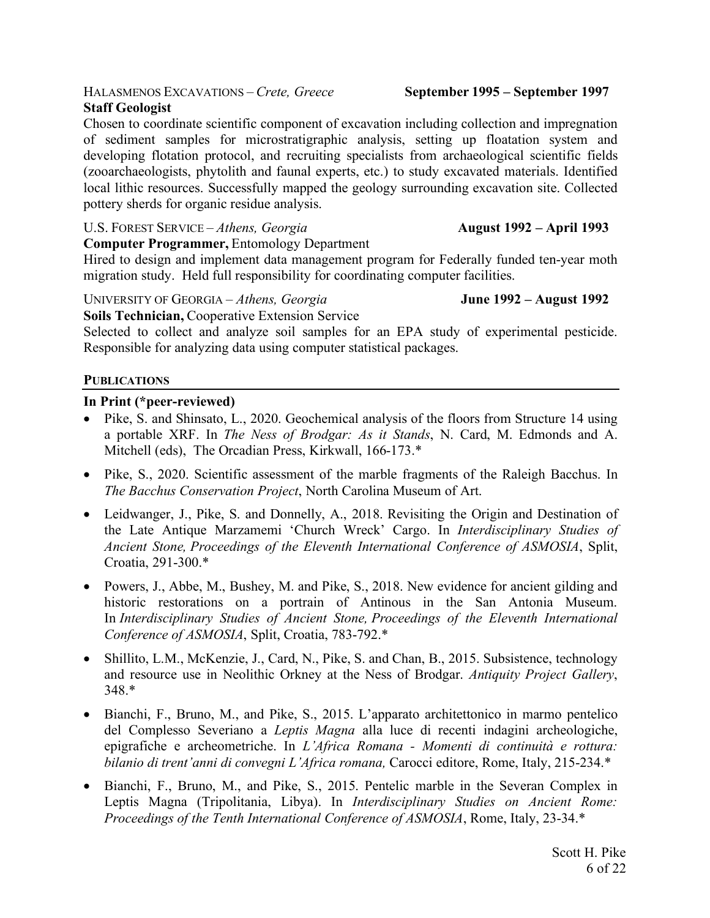HALASMENOS EXCAVATIONS – *Crete, Greece* **September 1995 – September 1997**
**Staff Geologist**
Chosen to coordinate scientific component of excavation including collection and impregnation of sediment samples for microstratigraphic analysis, setting up floatation system and developing flotation protocol, and recruiting specialists from archaeological scientific fields (zooarchaeologists, phytolith and faunal experts, etc.) to study excavated materials. Identified local lithic resources. Successfully mapped the geology surrounding excavation site. Collected pottery sherds for organic residue analysis.

U.S. FOREST SERVICE – *Athens, Georgia* **August 1992 – April 1993**
**Computer Programmer,** Entomology Department
Hired to design and implement data management program for Federally funded ten-year moth migration study. Held full responsibility for coordinating computer facilities.

UNIVERSITY OF GEORGIA – *Athens, Georgia* **June 1992 – August 1992**
**Soils Technician,** Cooperative Extension Service
Selected to collect and analyze soil samples for an EPA study of experimental pesticide. Responsible for analyzing data using computer statistical packages.

## PUBLICATIONS

### In Print (*peer-reviewed)

- Pike, S. and Shinsato, L., 2020. Geochemical analysis of the floors from Structure 14 using a portable XRF. In *The Ness of Brodgar: As it Stands*, N. Card, M. Edmonds and A. Mitchell (eds), The Orcadian Press, Kirkwall, 166-173.*
- Pike, S., 2020. Scientific assessment of the marble fragments of the Raleigh Bacchus. In *The Bacchus Conservation Project*, North Carolina Museum of Art.
- Leidwanger, J., Pike, S. and Donnelly, A., 2018. Revisiting the Origin and Destination of the Late Antique Marzamemi 'Church Wreck' Cargo. In *Interdisciplinary Studies of Ancient Stone, Proceedings of the Eleventh International Conference of ASMOSIA*, Split, Croatia, 291-300.*
- Powers, J., Abbe, M., Bushey, M. and Pike, S., 2018. New evidence for ancient gilding and historic restorations on a portrain of Antinous in the San Antonia Museum. In *Interdisciplinary Studies of Ancient Stone, Proceedings of the Eleventh International Conference of ASMOSIA*, Split, Croatia, 783-792.*
- Shillito, L.M., McKenzie, J., Card, N., Pike, S. and Chan, B., 2015. Subsistence, technology and resource use in Neolithic Orkney at the Ness of Brodgar. *Antiquity Project Gallery*, 348.*
- Bianchi, F., Bruno, M., and Pike, S., 2015. L'apparato architettonico in marmo pentelico del Complesso Severiano a *Leptis Magna* alla luce di recenti indagini archeologiche, epigrafiche e archeometriche. In *L'Africa Romana - Momenti di continuità e rottura: bilanio di trent'anni di convegni L'Africa romana,* Carocci editore, Rome, Italy, 215-234.*
- Bianchi, F., Bruno, M., and Pike, S., 2015. Pentelic marble in the Severan Complex in Leptis Magna (Tripolitania, Libya). In *Interdisciplinary Studies on Ancient Rome: Proceedings of the Tenth International Conference of ASMOSIA*, Rome, Italy, 23-34.*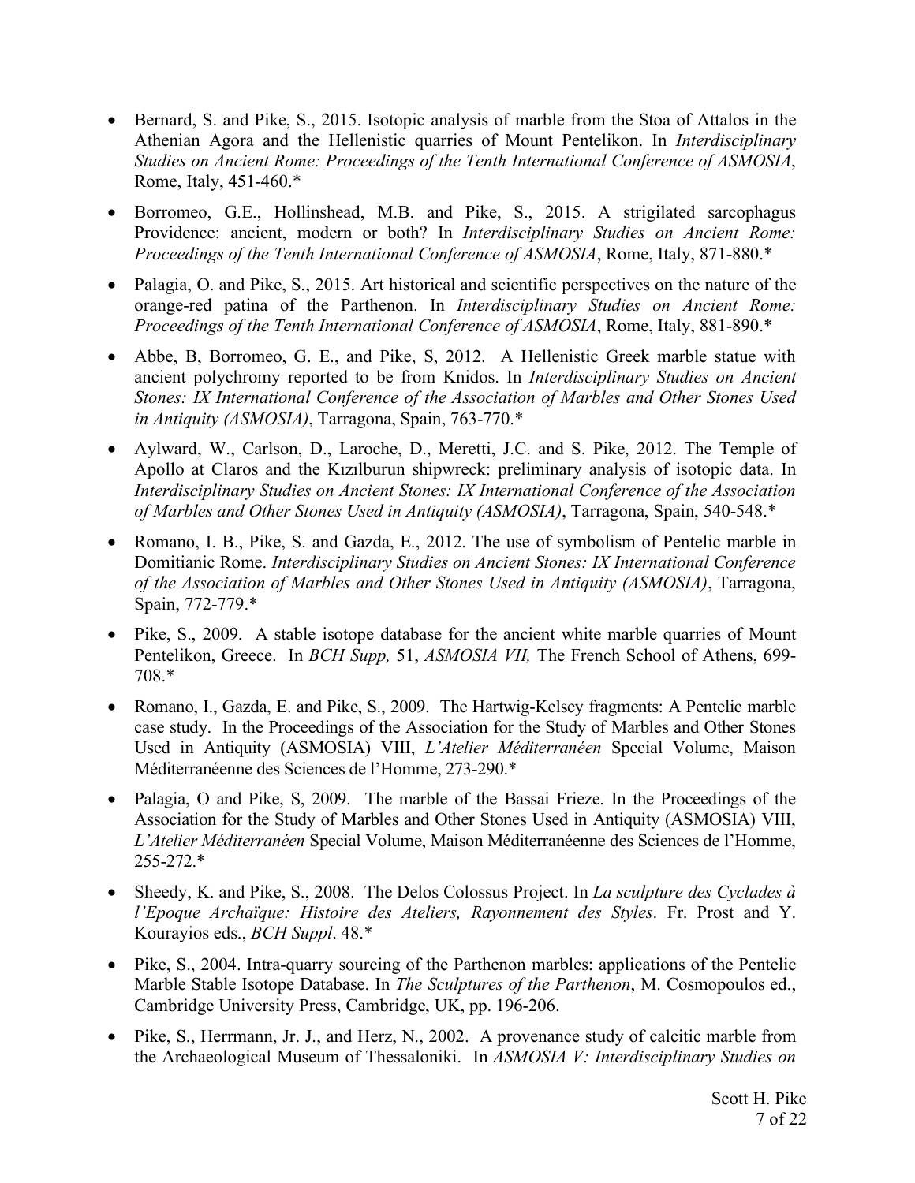- Bernard, S. and Pike, S., 2015. Isotopic analysis of marble from the Stoa of Attalos in the Athenian Agora and the Hellenistic quarries of Mount Pentelikon. In *Interdisciplinary Studies on Ancient Rome: Proceedings of the Tenth International Conference of ASMOSIA*, Rome, Italy, 451-460.*

- Borromeo, G.E., Hollinshead, M.B. and Pike, S., 2015. A strigilated sarcophagus Providence: ancient, modern or both? In *Interdisciplinary Studies on Ancient Rome: Proceedings of the Tenth International Conference of ASMOSIA*, Rome, Italy, 871-880.*

- Palagia, O. and Pike, S., 2015. Art historical and scientific perspectives on the nature of the orange-red patina of the Parthenon. In *Interdisciplinary Studies on Ancient Rome: Proceedings of the Tenth International Conference of ASMOSIA*, Rome, Italy, 881-890.*

- Abbe, B, Borromeo, G. E., and Pike, S, 2012. A Hellenistic Greek marble statue with ancient polychromy reported to be from Knidos. In *Interdisciplinary Studies on Ancient Stones: IX International Conference of the Association of Marbles and Other Stones Used in Antiquity (ASMOSIA)*, Tarragona, Spain, 763-770.*

- Aylward, W., Carlson, D., Laroche, D., Meretti, J.C. and S. Pike, 2012. The Temple of Apollo at Claros and the Kızılburun shipwreck: preliminary analysis of isotopic data. In *Interdisciplinary Studies on Ancient Stones: IX International Conference of the Association of Marbles and Other Stones Used in Antiquity (ASMOSIA)*, Tarragona, Spain, 540-548.*

- Romano, I. B., Pike, S. and Gazda, E., 2012. The use of symbolism of Pentelic marble in Domitianic Rome. *Interdisciplinary Studies on Ancient Stones: IX International Conference of the Association of Marbles and Other Stones Used in Antiquity (ASMOSIA)*, Tarragona, Spain, 772-779.*

- Pike, S., 2009. A stable isotope database for the ancient white marble quarries of Mount Pentelikon, Greece. In *BCH Supp,* 51, *ASMOSIA VII,* The French School of Athens, 699-708.*

- Romano, I., Gazda, E. and Pike, S., 2009. The Hartwig-Kelsey fragments: A Pentelic marble case study. In the Proceedings of the Association for the Study of Marbles and Other Stones Used in Antiquity (ASMOSIA) VIII, *L'Atelier Méditerranéen* Special Volume, Maison Méditerranéenne des Sciences de l'Homme, 273-290.*

- Palagia, O and Pike, S, 2009. The marble of the Bassai Frieze. In the Proceedings of the Association for the Study of Marbles and Other Stones Used in Antiquity (ASMOSIA) VIII, *L'Atelier Méditerranéen* Special Volume, Maison Méditerranéenne des Sciences de l'Homme, 255-272.*

- Sheedy, K. and Pike, S., 2008. The Delos Colossus Project. In *La sculpture des Cyclades à l'Epoque Archaïque: Histoire des Ateliers, Rayonnement des Styles*. Fr. Prost and Y. Kourayios eds., *BCH Suppl*. 48.*

- Pike, S., 2004. Intra-quarry sourcing of the Parthenon marbles: applications of the Pentelic Marble Stable Isotope Database. In *The Sculptures of the Parthenon*, M. Cosmopoulos ed., Cambridge University Press, Cambridge, UK, pp. 196-206.

- Pike, S., Herrmann, Jr. J., and Herz, N., 2002. A provenance study of calcitic marble from the Archaeological Museum of Thessaloniki. In *ASMOSIA V: Interdisciplinary Studies on*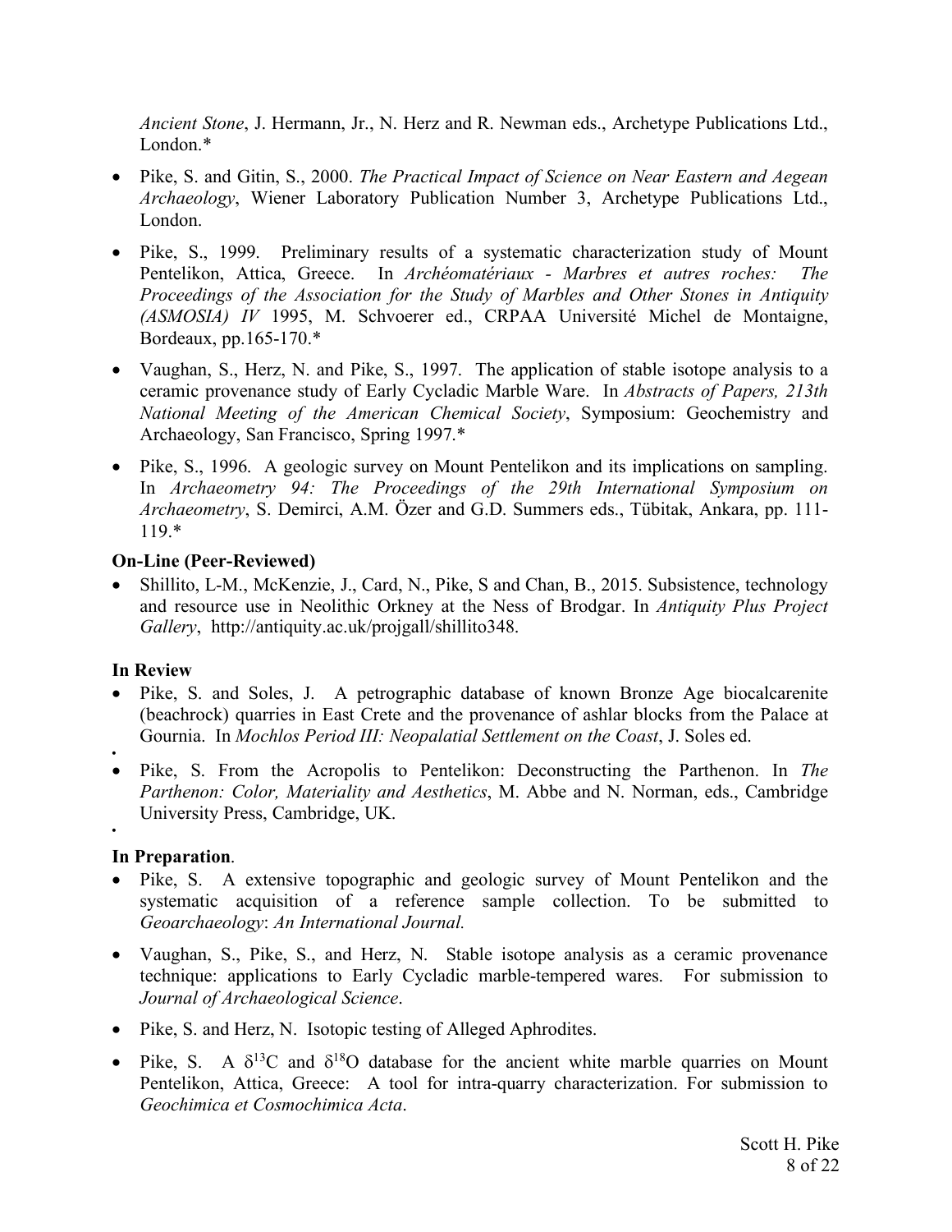*Ancient Stone*, J. Hermann, Jr., N. Herz and R. Newman eds., Archetype Publications Ltd., London.*

- Pike, S. and Gitin, S., 2000. *The Practical Impact of Science on Near Eastern and Aegean Archaeology*, Wiener Laboratory Publication Number 3, Archetype Publications Ltd., London.
- Pike, S., 1999. Preliminary results of a systematic characterization study of Mount Pentelikon, Attica, Greece. In *Archéomatériaux - Marbres et autres roches: The Proceedings of the Association for the Study of Marbles and Other Stones in Antiquity (ASMOSIA) IV* 1995, M. Schvoerer ed., CRPAA Université Michel de Montaigne, Bordeaux, pp.165-170.*
- Vaughan, S., Herz, N. and Pike, S., 1997. The application of stable isotope analysis to a ceramic provenance study of Early Cycladic Marble Ware. In *Abstracts of Papers, 213th National Meeting of the American Chemical Society*, Symposium: Geochemistry and Archaeology, San Francisco, Spring 1997.*
- Pike, S., 1996. A geologic survey on Mount Pentelikon and its implications on sampling. In *Archaeometry 94: The Proceedings of the 29th International Symposium on Archaeometry*, S. Demirci, A.M. Özer and G.D. Summers eds., Tübitak, Ankara, pp. 111-119.*

**On-Line (Peer-Reviewed)**

- Shillito, L-M., McKenzie, J., Card, N., Pike, S and Chan, B., 2015. Subsistence, technology and resource use in Neolithic Orkney at the Ness of Brodgar. In *Antiquity Plus Project Gallery*, http://antiquity.ac.uk/projgall/shillito348.

**In Review**

- Pike, S. and Soles, J. A petrographic database of known Bronze Age biocalcarenite (beachrock) quarries in East Crete and the provenance of ashlar blocks from the Palace at Gournia. In *Mochlos Period III: Neopalatial Settlement on the Coast*, J. Soles ed.
- Pike, S. From the Acropolis to Pentelikon: Deconstructing the Parthenon. In *The Parthenon: Color, Materiality and Aesthetics*, M. Abbe and N. Norman, eds., Cambridge University Press, Cambridge, UK.

**In Preparation**.

- Pike, S. A extensive topographic and geologic survey of Mount Pentelikon and the systematic acquisition of a reference sample collection. To be submitted to *Geoarchaeology*: *An International Journal.*
- Vaughan, S., Pike, S., and Herz, N. Stable isotope analysis as a ceramic provenance technique: applications to Early Cycladic marble-tempered wares. For submission to *Journal of Archaeological Science*.
- Pike, S. and Herz, N. Isotopic testing of Alleged Aphrodites.
- Pike, S. A $\delta^{13}C$ and $\delta^{18}O$ database for the ancient white marble quarries on Mount Pentelikon, Attica, Greece: A tool for intra-quarry characterization. For submission to *Geochimica et Cosmochimica Acta*.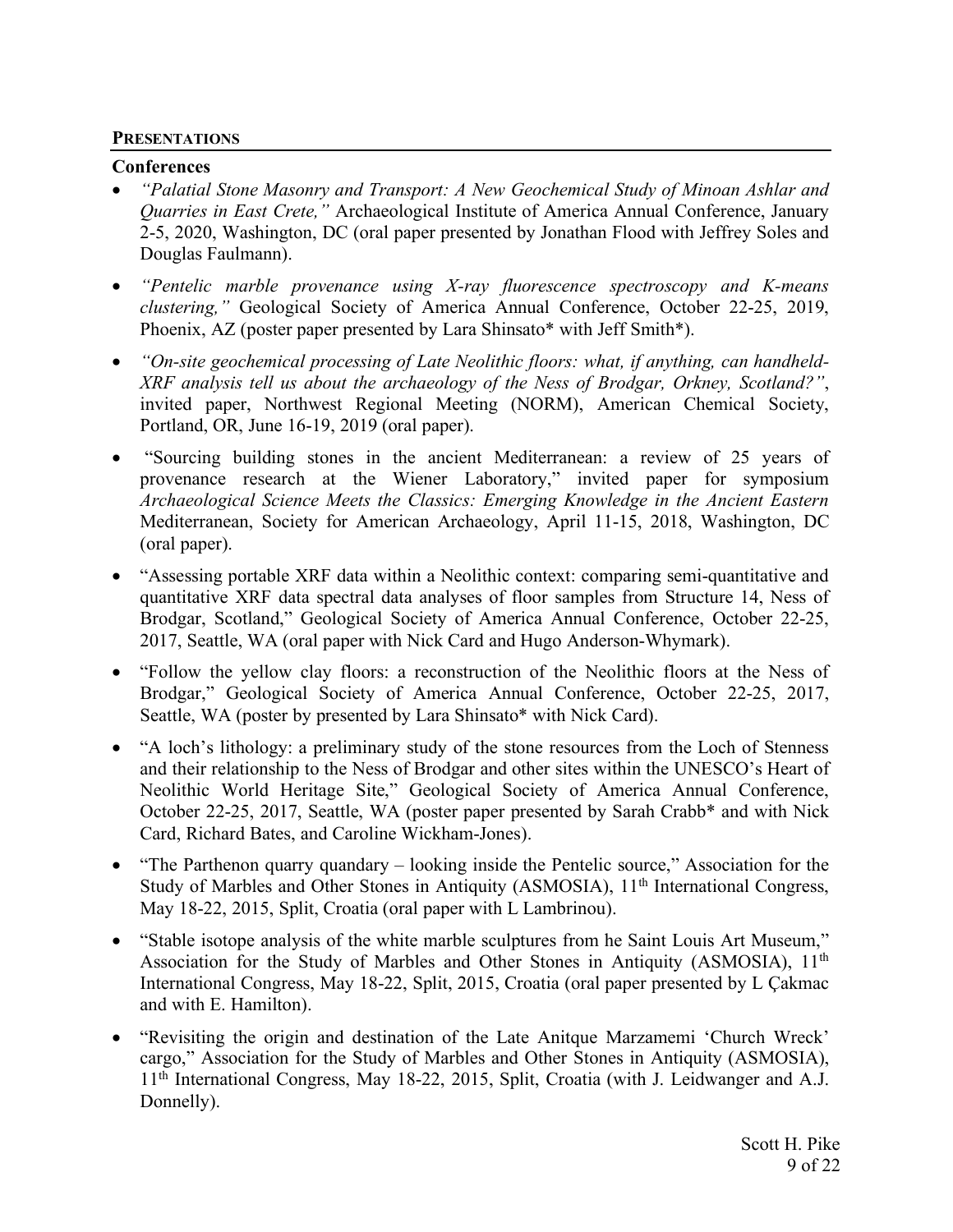## **PRESENTATIONS**

### Conferences

- *"Palatial Stone Masonry and Transport: A New Geochemical Study of Minoan Ashlar and Quarries in East Crete,"* Archaeological Institute of America Annual Conference, January 2-5, 2020, Washington, DC (oral paper presented by Jonathan Flood with Jeffrey Soles and Douglas Faulmann).

- *"Pentelic marble provenance using X-ray fluorescence spectroscopy and K-means clustering,"* Geological Society of America Annual Conference, October 22-25, 2019, Phoenix, AZ (poster paper presented by Lara Shinsato* with Jeff Smith*).

- *"On-site geochemical processing of Late Neolithic floors: what, if anything, can handheld-XRF analysis tell us about the archaeology of the Ness of Brodgar, Orkney, Scotland?"*, invited paper, Northwest Regional Meeting (NORM), American Chemical Society, Portland, OR, June 16-19, 2019 (oral paper).

- "Sourcing building stones in the ancient Mediterranean: a review of 25 years of provenance research at the Wiener Laboratory," invited paper for symposium *Archaeological Science Meets the Classics: Emerging Knowledge in the Ancient Eastern* Mediterranean, Society for American Archaeology, April 11-15, 2018, Washington, DC (oral paper).

- "Assessing portable XRF data within a Neolithic context: comparing semi-quantitative and quantitative XRF data spectral data analyses of floor samples from Structure 14, Ness of Brodgar, Scotland," Geological Society of America Annual Conference, October 22-25, 2017, Seattle, WA (oral paper with Nick Card and Hugo Anderson-Whymark).

- "Follow the yellow clay floors: a reconstruction of the Neolithic floors at the Ness of Brodgar," Geological Society of America Annual Conference, October 22-25, 2017, Seattle, WA (poster by presented by Lara Shinsato* with Nick Card).

- "A loch's lithology: a preliminary study of the stone resources from the Loch of Stenness and their relationship to the Ness of Brodgar and other sites within the UNESCO's Heart of Neolithic World Heritage Site," Geological Society of America Annual Conference, October 22-25, 2017, Seattle, WA (poster paper presented by Sarah Crabb* and with Nick Card, Richard Bates, and Caroline Wickham-Jones).

- "The Parthenon quarry quandary – looking inside the Pentelic source," Association for the Study of Marbles and Other Stones in Antiquity (ASMOSIA), 11th International Congress, May 18-22, 2015, Split, Croatia (oral paper with L Lambrinou).

- "Stable isotope analysis of the white marble sculptures from he Saint Louis Art Museum," Association for the Study of Marbles and Other Stones in Antiquity (ASMOSIA), 11th International Congress, May 18-22, Split, 2015, Croatia (oral paper presented by L Çakmac and with E. Hamilton).

- "Revisiting the origin and destination of the Late Anitque Marzamemi 'Church Wreck' cargo," Association for the Study of Marbles and Other Stones in Antiquity (ASMOSIA), 11th International Congress, May 18-22, 2015, Split, Croatia (with J. Leidwanger and A.J. Donnelly).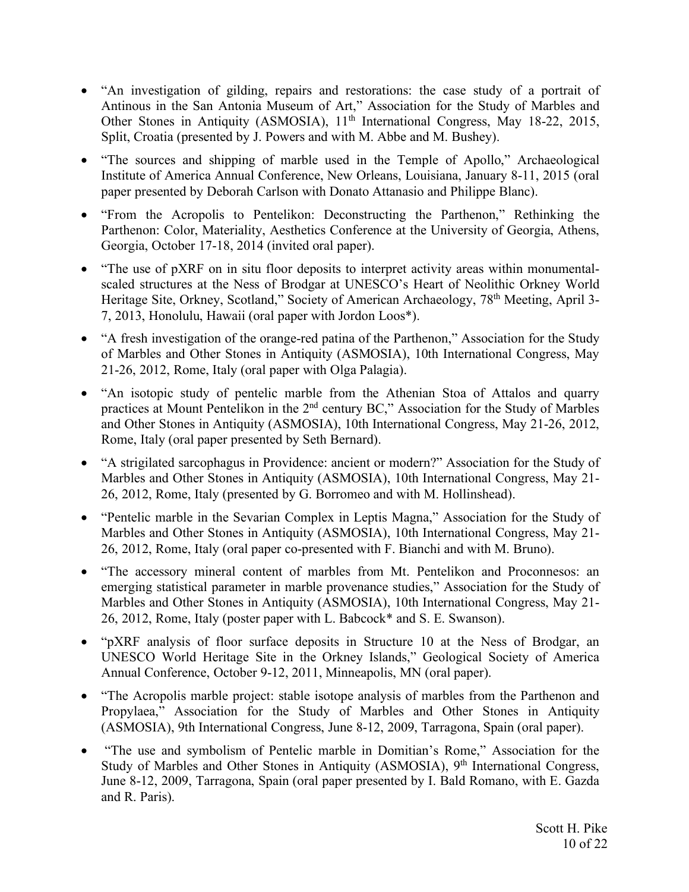- "An investigation of gilding, repairs and restorations: the case study of a portrait of Antinous in the San Antonia Museum of Art," Association for the Study of Marbles and Other Stones in Antiquity (ASMOSIA), 11th International Congress, May 18-22, 2015, Split, Croatia (presented by J. Powers and with M. Abbe and M. Bushey).

- "The sources and shipping of marble used in the Temple of Apollo," Archaeological Institute of America Annual Conference, New Orleans, Louisiana, January 8-11, 2015 (oral paper presented by Deborah Carlson with Donato Attanasio and Philippe Blanc).

- "From the Acropolis to Pentelikon: Deconstructing the Parthenon," Rethinking the Parthenon: Color, Materiality, Aesthetics Conference at the University of Georgia, Athens, Georgia, October 17-18, 2014 (invited oral paper).

- "The use of pXRF on in situ floor deposits to interpret activity areas within monumental-scaled structures at the Ness of Brodgar at UNESCO's Heart of Neolithic Orkney World Heritage Site, Orkney, Scotland," Society of American Archaeology, 78th Meeting, April 3-7, 2013, Honolulu, Hawaii (oral paper with Jordon Loos*).

- "A fresh investigation of the orange-red patina of the Parthenon," Association for the Study of Marbles and Other Stones in Antiquity (ASMOSIA), 10th International Congress, May 21-26, 2012, Rome, Italy (oral paper with Olga Palagia).

- "An isotopic study of pentelic marble from the Athenian Stoa of Attalos and quarry practices at Mount Pentelikon in the 2nd century BC," Association for the Study of Marbles and Other Stones in Antiquity (ASMOSIA), 10th International Congress, May 21-26, 2012, Rome, Italy (oral paper presented by Seth Bernard).

- "A strigilated sarcophagus in Providence: ancient or modern?" Association for the Study of Marbles and Other Stones in Antiquity (ASMOSIA), 10th International Congress, May 21-26, 2012, Rome, Italy (presented by G. Borromeo and with M. Hollinshead).

- "Pentelic marble in the Sevarian Complex in Leptis Magna," Association for the Study of Marbles and Other Stones in Antiquity (ASMOSIA), 10th International Congress, May 21-26, 2012, Rome, Italy (oral paper co-presented with F. Bianchi and with M. Bruno).

- "The accessory mineral content of marbles from Mt. Pentelikon and Proconnesos: an emerging statistical parameter in marble provenance studies," Association for the Study of Marbles and Other Stones in Antiquity (ASMOSIA), 10th International Congress, May 21-26, 2012, Rome, Italy (poster paper with L. Babcock* and S. E. Swanson).

- "pXRF analysis of floor surface deposits in Structure 10 at the Ness of Brodgar, an UNESCO World Heritage Site in the Orkney Islands," Geological Society of America Annual Conference, October 9-12, 2011, Minneapolis, MN (oral paper).

- "The Acropolis marble project: stable isotope analysis of marbles from the Parthenon and Propylaea," Association for the Study of Marbles and Other Stones in Antiquity (ASMOSIA), 9th International Congress, June 8-12, 2009, Tarragona, Spain (oral paper).

- "The use and symbolism of Pentelic marble in Domitian's Rome," Association for the Study of Marbles and Other Stones in Antiquity (ASMOSIA), 9th International Congress, June 8-12, 2009, Tarragona, Spain (oral paper presented by I. Bald Romano, with E. Gazda and R. Paris).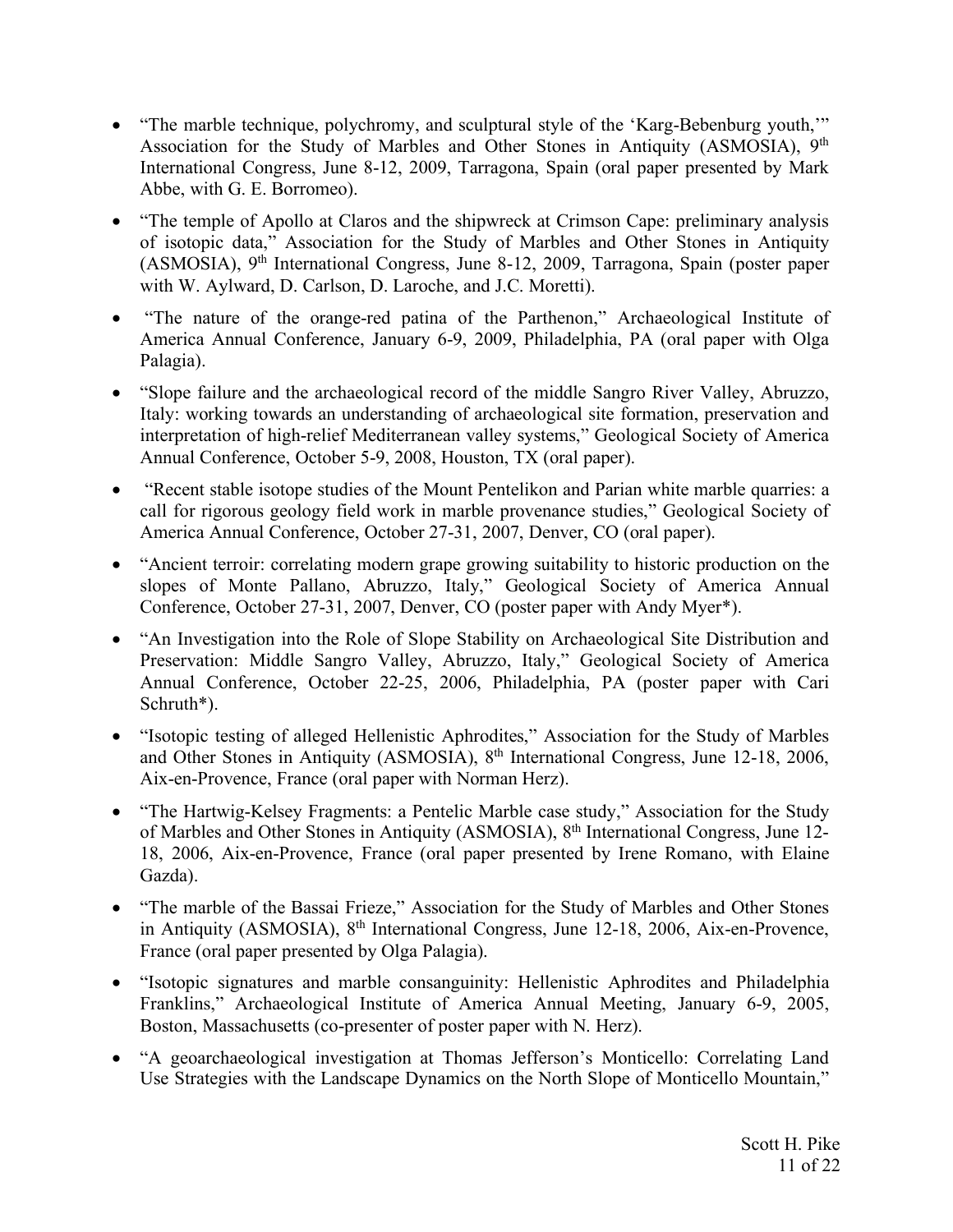- "The marble technique, polychromy, and sculptural style of the 'Karg-Bebenburg youth,'" Association for the Study of Marbles and Other Stones in Antiquity (ASMOSIA), 9th International Congress, June 8-12, 2009, Tarragona, Spain (oral paper presented by Mark Abbe, with G. E. Borromeo).

- "The temple of Apollo at Claros and the shipwreck at Crimson Cape: preliminary analysis of isotopic data," Association for the Study of Marbles and Other Stones in Antiquity (ASMOSIA), 9th International Congress, June 8-12, 2009, Tarragona, Spain (poster paper with W. Aylward, D. Carlson, D. Laroche, and J.C. Moretti).

- "The nature of the orange-red patina of the Parthenon," Archaeological Institute of America Annual Conference, January 6-9, 2009, Philadelphia, PA (oral paper with Olga Palagia).

- "Slope failure and the archaeological record of the middle Sangro River Valley, Abruzzo, Italy: working towards an understanding of archaeological site formation, preservation and interpretation of high-relief Mediterranean valley systems," Geological Society of America Annual Conference, October 5-9, 2008, Houston, TX (oral paper).

- "Recent stable isotope studies of the Mount Pentelikon and Parian white marble quarries: a call for rigorous geology field work in marble provenance studies," Geological Society of America Annual Conference, October 27-31, 2007, Denver, CO (oral paper).

- "Ancient terroir: correlating modern grape growing suitability to historic production on the slopes of Monte Pallano, Abruzzo, Italy," Geological Society of America Annual Conference, October 27-31, 2007, Denver, CO (poster paper with Andy Myer*).

- "An Investigation into the Role of Slope Stability on Archaeological Site Distribution and Preservation: Middle Sangro Valley, Abruzzo, Italy," Geological Society of America Annual Conference, October 22-25, 2006, Philadelphia, PA (poster paper with Cari Schruth*).

- "Isotopic testing of alleged Hellenistic Aphrodites," Association for the Study of Marbles and Other Stones in Antiquity (ASMOSIA), 8th International Congress, June 12-18, 2006, Aix-en-Provence, France (oral paper with Norman Herz).

- "The Hartwig-Kelsey Fragments: a Pentelic Marble case study," Association for the Study of Marbles and Other Stones in Antiquity (ASMOSIA), 8th International Congress, June 12-18, 2006, Aix-en-Provence, France (oral paper presented by Irene Romano, with Elaine Gazda).

- "The marble of the Bassai Frieze," Association for the Study of Marbles and Other Stones in Antiquity (ASMOSIA), 8th International Congress, June 12-18, 2006, Aix-en-Provence, France (oral paper presented by Olga Palagia).

- "Isotopic signatures and marble consanguinity: Hellenistic Aphrodites and Philadelphia Franklins," Archaeological Institute of America Annual Meeting, January 6-9, 2005, Boston, Massachusetts (co-presenter of poster paper with N. Herz).

- "A geoarchaeological investigation at Thomas Jefferson's Monticello: Correlating Land Use Strategies with the Landscape Dynamics on the North Slope of Monticello Mountain,"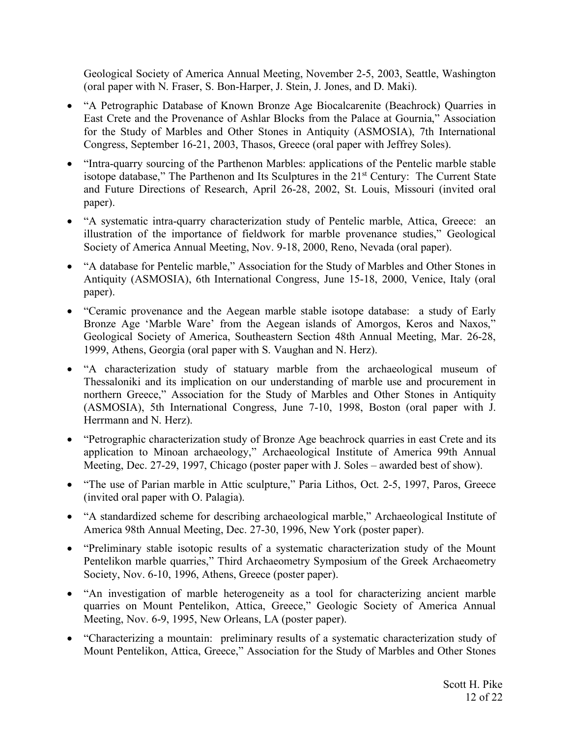Geological Society of America Annual Meeting, November 2-5, 2003, Seattle, Washington (oral paper with N. Fraser, S. Bon-Harper, J. Stein, J. Jones, and D. Maki).

- "A Petrographic Database of Known Bronze Age Biocalcarenite (Beachrock) Quarries in East Crete and the Provenance of Ashlar Blocks from the Palace at Gournia," Association for the Study of Marbles and Other Stones in Antiquity (ASMOSIA), 7th International Congress, September 16-21, 2003, Thasos, Greece (oral paper with Jeffrey Soles).
- "Intra-quarry sourcing of the Parthenon Marbles: applications of the Pentelic marble stable isotope database," The Parthenon and Its Sculptures in the 21st Century: The Current State and Future Directions of Research, April 26-28, 2002, St. Louis, Missouri (invited oral paper).
- "A systematic intra-quarry characterization study of Pentelic marble, Attica, Greece: an illustration of the importance of fieldwork for marble provenance studies," Geological Society of America Annual Meeting, Nov. 9-18, 2000, Reno, Nevada (oral paper).
- "A database for Pentelic marble," Association for the Study of Marbles and Other Stones in Antiquity (ASMOSIA), 6th International Congress, June 15-18, 2000, Venice, Italy (oral paper).
- "Ceramic provenance and the Aegean marble stable isotope database: a study of Early Bronze Age 'Marble Ware' from the Aegean islands of Amorgos, Keros and Naxos," Geological Society of America, Southeastern Section 48th Annual Meeting, Mar. 26-28, 1999, Athens, Georgia (oral paper with S. Vaughan and N. Herz).
- "A characterization study of statuary marble from the archaeological museum of Thessaloniki and its implication on our understanding of marble use and procurement in northern Greece," Association for the Study of Marbles and Other Stones in Antiquity (ASMOSIA), 5th International Congress, June 7-10, 1998, Boston (oral paper with J. Herrmann and N. Herz).
- "Petrographic characterization study of Bronze Age beachrock quarries in east Crete and its application to Minoan archaeology," Archaeological Institute of America 99th Annual Meeting, Dec. 27-29, 1997, Chicago (poster paper with J. Soles – awarded best of show).
- "The use of Parian marble in Attic sculpture," Paria Lithos, Oct. 2-5, 1997, Paros, Greece (invited oral paper with O. Palagia).
- "A standardized scheme for describing archaeological marble," Archaeological Institute of America 98th Annual Meeting, Dec. 27-30, 1996, New York (poster paper).
- "Preliminary stable isotopic results of a systematic characterization study of the Mount Pentelikon marble quarries," Third Archaeometry Symposium of the Greek Archaeometry Society, Nov. 6-10, 1996, Athens, Greece (poster paper).
- "An investigation of marble heterogeneity as a tool for characterizing ancient marble quarries on Mount Pentelikon, Attica, Greece," Geologic Society of America Annual Meeting, Nov. 6-9, 1995, New Orleans, LA (poster paper).
- "Characterizing a mountain: preliminary results of a systematic characterization study of Mount Pentelikon, Attica, Greece," Association for the Study of Marbles and Other Stones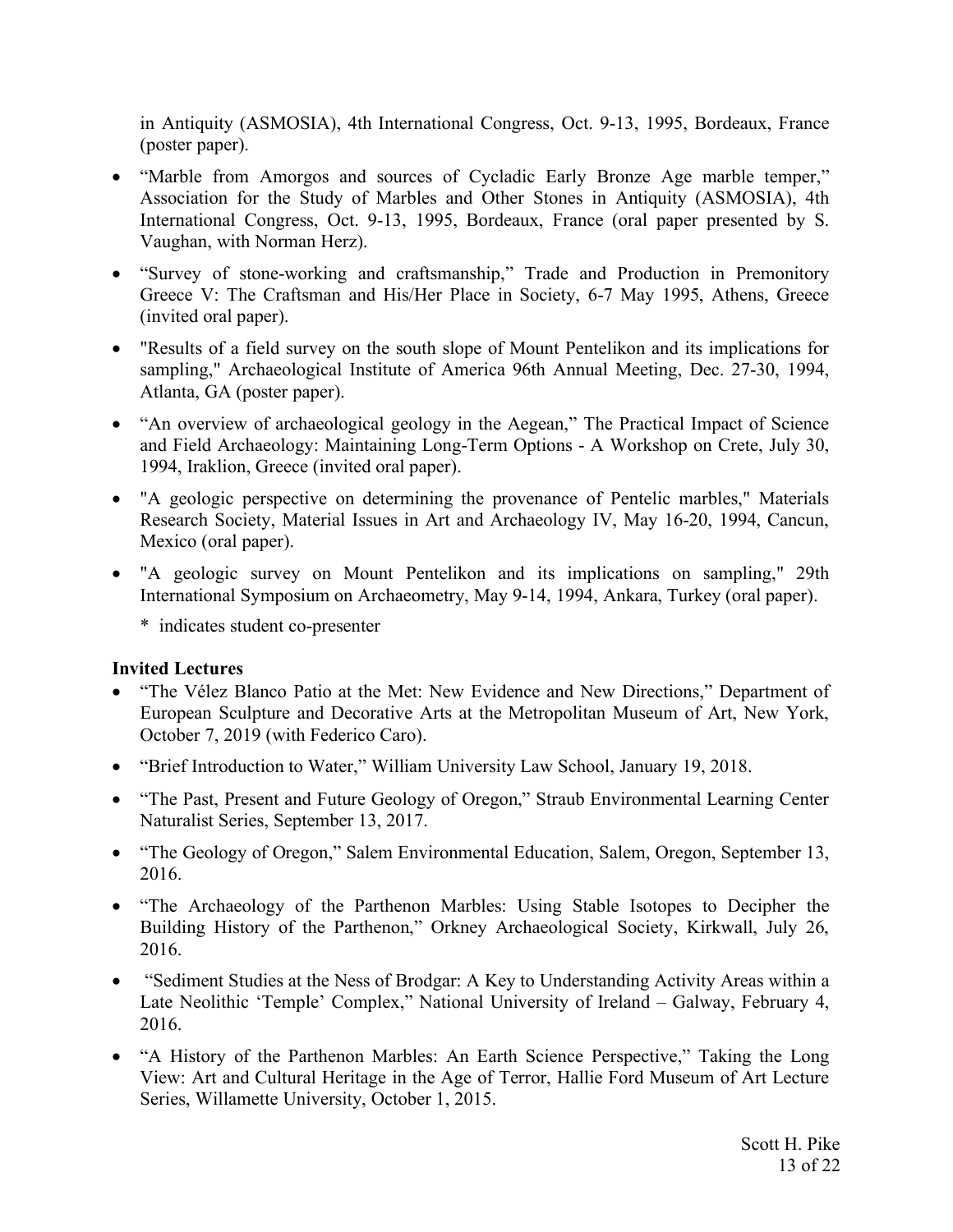in Antiquity (ASMOSIA), 4th International Congress, Oct. 9-13, 1995, Bordeaux, France (poster paper).

- "Marble from Amorgos and sources of Cycladic Early Bronze Age marble temper," Association for the Study of Marbles and Other Stones in Antiquity (ASMOSIA), 4th International Congress, Oct. 9-13, 1995, Bordeaux, France (oral paper presented by S. Vaughan, with Norman Herz).
- "Survey of stone-working and craftsmanship," Trade and Production in Premonitory Greece V: The Craftsman and His/Her Place in Society, 6-7 May 1995, Athens, Greece (invited oral paper).
- "Results of a field survey on the south slope of Mount Pentelikon and its implications for sampling," Archaeological Institute of America 96th Annual Meeting, Dec. 27-30, 1994, Atlanta, GA (poster paper).
- "An overview of archaeological geology in the Aegean," The Practical Impact of Science and Field Archaeology: Maintaining Long-Term Options - A Workshop on Crete, July 30, 1994, Iraklion, Greece (invited oral paper).
- "A geologic perspective on determining the provenance of Pentelic marbles," Materials Research Society, Material Issues in Art and Archaeology IV, May 16-20, 1994, Cancun, Mexico (oral paper).
- "A geologic survey on Mount Pentelikon and its implications on sampling," 29th International Symposium on Archaeometry, May 9-14, 1994, Ankara, Turkey (oral paper).

  * indicates student co-presenter

**Invited Lectures**

- "The Vélez Blanco Patio at the Met: New Evidence and New Directions," Department of European Sculpture and Decorative Arts at the Metropolitan Museum of Art, New York, October 7, 2019 (with Federico Caro).
- "Brief Introduction to Water," William University Law School, January 19, 2018.
- "The Past, Present and Future Geology of Oregon," Straub Environmental Learning Center Naturalist Series, September 13, 2017.
- "The Geology of Oregon," Salem Environmental Education, Salem, Oregon, September 13, 2016.
- "The Archaeology of the Parthenon Marbles: Using Stable Isotopes to Decipher the Building History of the Parthenon," Orkney Archaeological Society, Kirkwall, July 26, 2016.
- "Sediment Studies at the Ness of Brodgar: A Key to Understanding Activity Areas within a Late Neolithic 'Temple' Complex," National University of Ireland – Galway, February 4, 2016.
- "A History of the Parthenon Marbles: An Earth Science Perspective," Taking the Long View: Art and Cultural Heritage in the Age of Terror, Hallie Ford Museum of Art Lecture Series, Willamette University, October 1, 2015.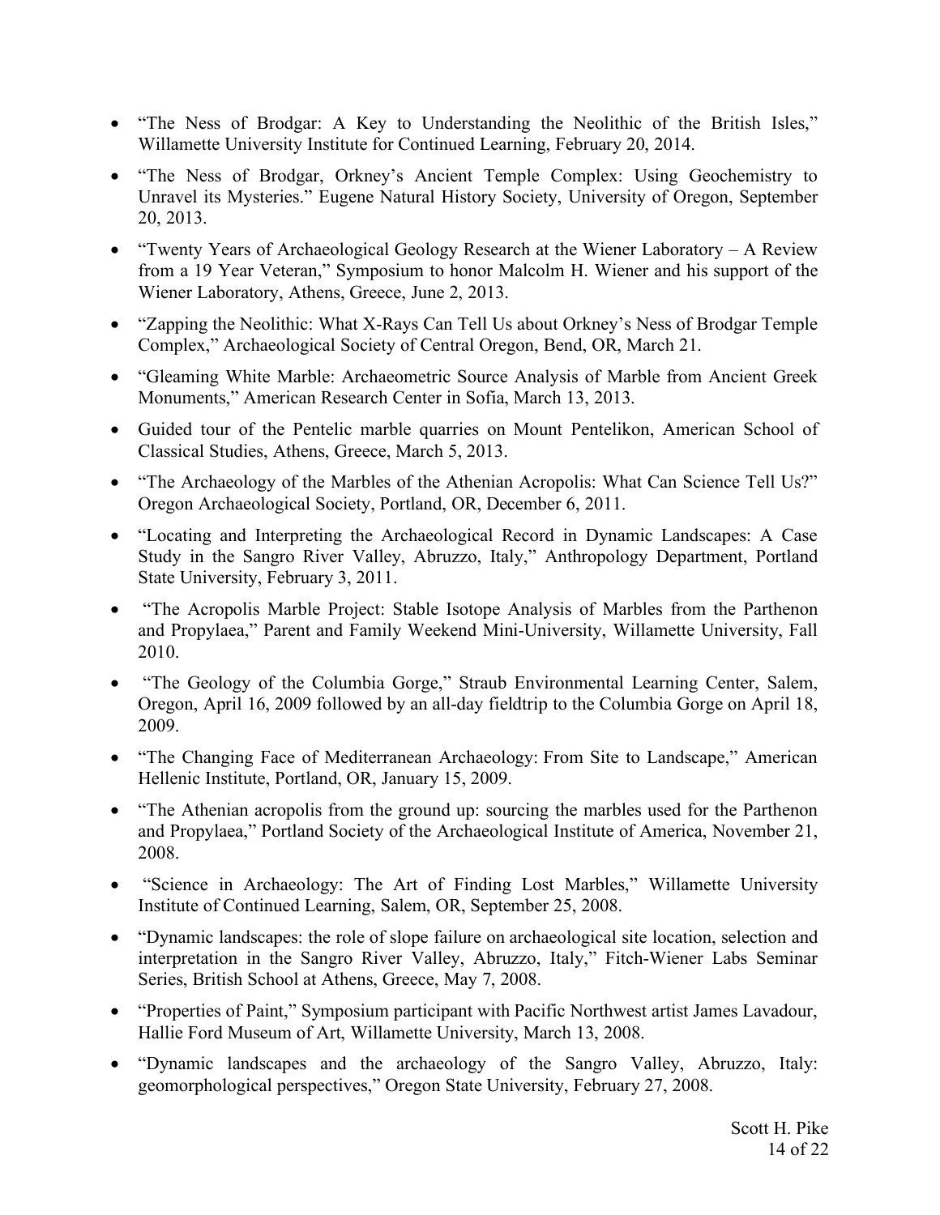- "The Ness of Brodgar: A Key to Understanding the Neolithic of the British Isles," Willamette University Institute for Continued Learning, February 20, 2014.
- "The Ness of Brodgar, Orkney's Ancient Temple Complex: Using Geochemistry to Unravel its Mysteries." Eugene Natural History Society, University of Oregon, September 20, 2013.
- "Twenty Years of Archaeological Geology Research at the Wiener Laboratory – A Review from a 19 Year Veteran," Symposium to honor Malcolm H. Wiener and his support of the Wiener Laboratory, Athens, Greece, June 2, 2013.
- "Zapping the Neolithic: What X-Rays Can Tell Us about Orkney's Ness of Brodgar Temple Complex," Archaeological Society of Central Oregon, Bend, OR, March 21.
- "Gleaming White Marble: Archaeometric Source Analysis of Marble from Ancient Greek Monuments," American Research Center in Sofia, March 13, 2013.
- Guided tour of the Pentelic marble quarries on Mount Pentelikon, American School of Classical Studies, Athens, Greece, March 5, 2013.
- "The Archaeology of the Marbles of the Athenian Acropolis: What Can Science Tell Us?" Oregon Archaeological Society, Portland, OR, December 6, 2011.
- "Locating and Interpreting the Archaeological Record in Dynamic Landscapes: A Case Study in the Sangro River Valley, Abruzzo, Italy," Anthropology Department, Portland State University, February 3, 2011.
- "The Acropolis Marble Project: Stable Isotope Analysis of Marbles from the Parthenon and Propylaea," Parent and Family Weekend Mini-University, Willamette University, Fall 2010.
- "The Geology of the Columbia Gorge," Straub Environmental Learning Center, Salem, Oregon, April 16, 2009 followed by an all-day fieldtrip to the Columbia Gorge on April 18, 2009.
- "The Changing Face of Mediterranean Archaeology: From Site to Landscape," American Hellenic Institute, Portland, OR, January 15, 2009.
- "The Athenian acropolis from the ground up: sourcing the marbles used for the Parthenon and Propylaea," Portland Society of the Archaeological Institute of America, November 21, 2008.
- "Science in Archaeology: The Art of Finding Lost Marbles," Willamette University Institute of Continued Learning, Salem, OR, September 25, 2008.
- "Dynamic landscapes: the role of slope failure on archaeological site location, selection and interpretation in the Sangro River Valley, Abruzzo, Italy," Fitch-Wiener Labs Seminar Series, British School at Athens, Greece, May 7, 2008.
- "Properties of Paint," Symposium participant with Pacific Northwest artist James Lavadour, Hallie Ford Museum of Art, Willamette University, March 13, 2008.
- "Dynamic landscapes and the archaeology of the Sangro Valley, Abruzzo, Italy: geomorphological perspectives," Oregon State University, February 27, 2008.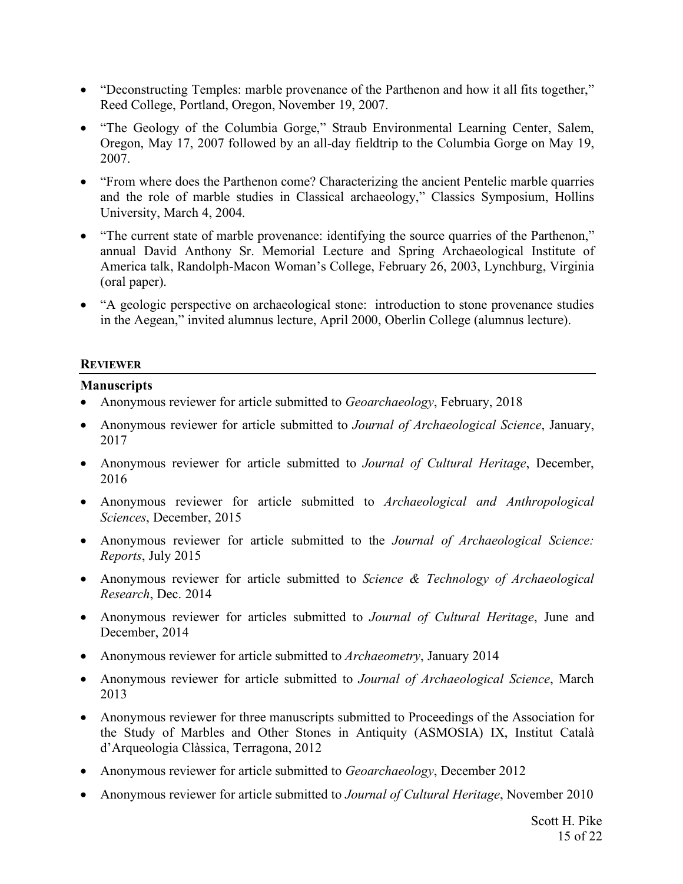- "Deconstructing Temples: marble provenance of the Parthenon and how it all fits together," Reed College, Portland, Oregon, November 19, 2007.
- "The Geology of the Columbia Gorge," Straub Environmental Learning Center, Salem, Oregon, May 17, 2007 followed by an all-day fieldtrip to the Columbia Gorge on May 19, 2007.
- "From where does the Parthenon come? Characterizing the ancient Pentelic marble quarries and the role of marble studies in Classical archaeology," Classics Symposium, Hollins University, March 4, 2004.
- "The current state of marble provenance: identifying the source quarries of the Parthenon," annual David Anthony Sr. Memorial Lecture and Spring Archaeological Institute of America talk, Randolph-Macon Woman's College, February 26, 2003, Lynchburg, Virginia (oral paper).
- "A geologic perspective on archaeological stone: introduction to stone provenance studies in the Aegean," invited alumnus lecture, April 2000, Oberlin College (alumnus lecture).

## REVIEWER

### Manuscripts

- Anonymous reviewer for article submitted to *Geoarchaeology*, February, 2018
- Anonymous reviewer for article submitted to *Journal of Archaeological Science*, January, 2017
- Anonymous reviewer for article submitted to *Journal of Cultural Heritage*, December, 2016
- Anonymous reviewer for article submitted to *Archaeological and Anthropological Sciences*, December, 2015
- Anonymous reviewer for article submitted to the *Journal of Archaeological Science: Reports*, July 2015
- Anonymous reviewer for article submitted to *Science & Technology of Archaeological Research*, Dec. 2014
- Anonymous reviewer for articles submitted to *Journal of Cultural Heritage*, June and December, 2014
- Anonymous reviewer for article submitted to *Archaeometry*, January 2014
- Anonymous reviewer for article submitted to *Journal of Archaeological Science*, March 2013
- Anonymous reviewer for three manuscripts submitted to Proceedings of the Association for the Study of Marbles and Other Stones in Antiquity (ASMOSIA) IX, Institut Català d'Arqueologia Clàssica, Terragona, 2012
- Anonymous reviewer for article submitted to *Geoarchaeology*, December 2012
- Anonymous reviewer for article submitted to *Journal of Cultural Heritage*, November 2010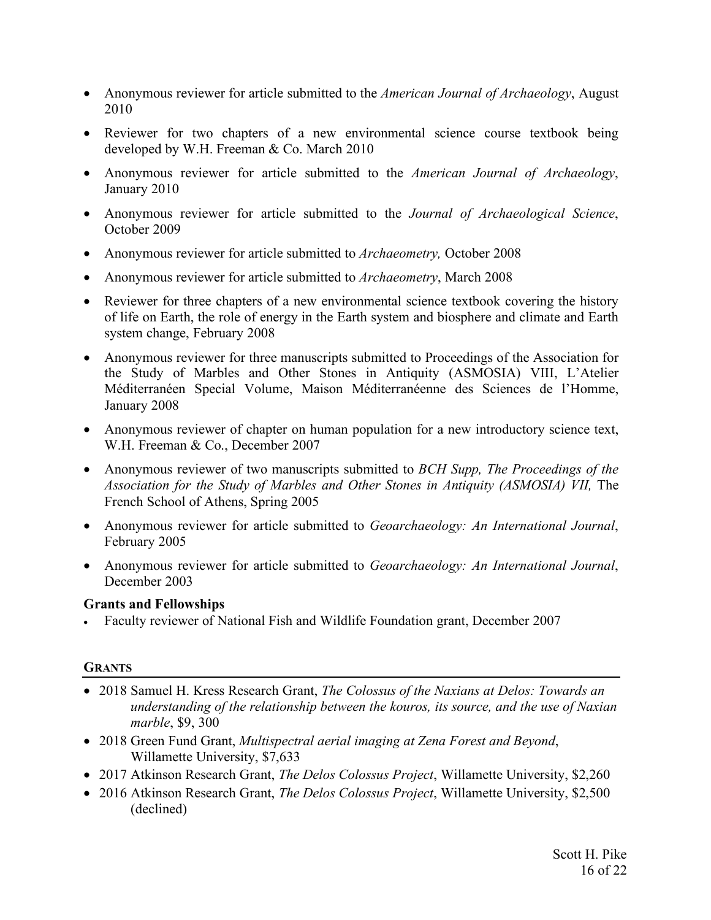- Anonymous reviewer for article submitted to the *American Journal of Archaeology*, August 2010
- Reviewer for two chapters of a new environmental science course textbook being developed by W.H. Freeman & Co. March 2010
- Anonymous reviewer for article submitted to the *American Journal of Archaeology*, January 2010
- Anonymous reviewer for article submitted to the *Journal of Archaeological Science*, October 2009
- Anonymous reviewer for article submitted to *Archaeometry,* October 2008
- Anonymous reviewer for article submitted to *Archaeometry*, March 2008
- Reviewer for three chapters of a new environmental science textbook covering the history of life on Earth, the role of energy in the Earth system and biosphere and climate and Earth system change, February 2008
- Anonymous reviewer for three manuscripts submitted to Proceedings of the Association for the Study of Marbles and Other Stones in Antiquity (ASMOSIA) VIII, L'Atelier Méditerranéen Special Volume, Maison Méditerranéenne des Sciences de l'Homme, January 2008
- Anonymous reviewer of chapter on human population for a new introductory science text, W.H. Freeman & Co., December 2007
- Anonymous reviewer of two manuscripts submitted to *BCH Supp, The Proceedings of the Association for the Study of Marbles and Other Stones in Antiquity (ASMOSIA) VII,* The French School of Athens, Spring 2005
- Anonymous reviewer for article submitted to *Geoarchaeology: An International Journal*, February 2005
- Anonymous reviewer for article submitted to *Geoarchaeology: An International Journal*, December 2003

**Grants and Fellowships**

- Faculty reviewer of National Fish and Wildlife Foundation grant, December 2007

## GRANTS

- 2018 Samuel H. Kress Research Grant, *The Colossus of the Naxians at Delos: Towards an understanding of the relationship between the kouros, its source, and the use of Naxian marble*, $9, 300
- 2018 Green Fund Grant, *Multispectral aerial imaging at Zena Forest and Beyond*, Willamette University, $7,633
- 2017 Atkinson Research Grant, *The Delos Colossus Project*, Willamette University, $2,260
- 2016 Atkinson Research Grant, *The Delos Colossus Project*, Willamette University, $2,500 (declined)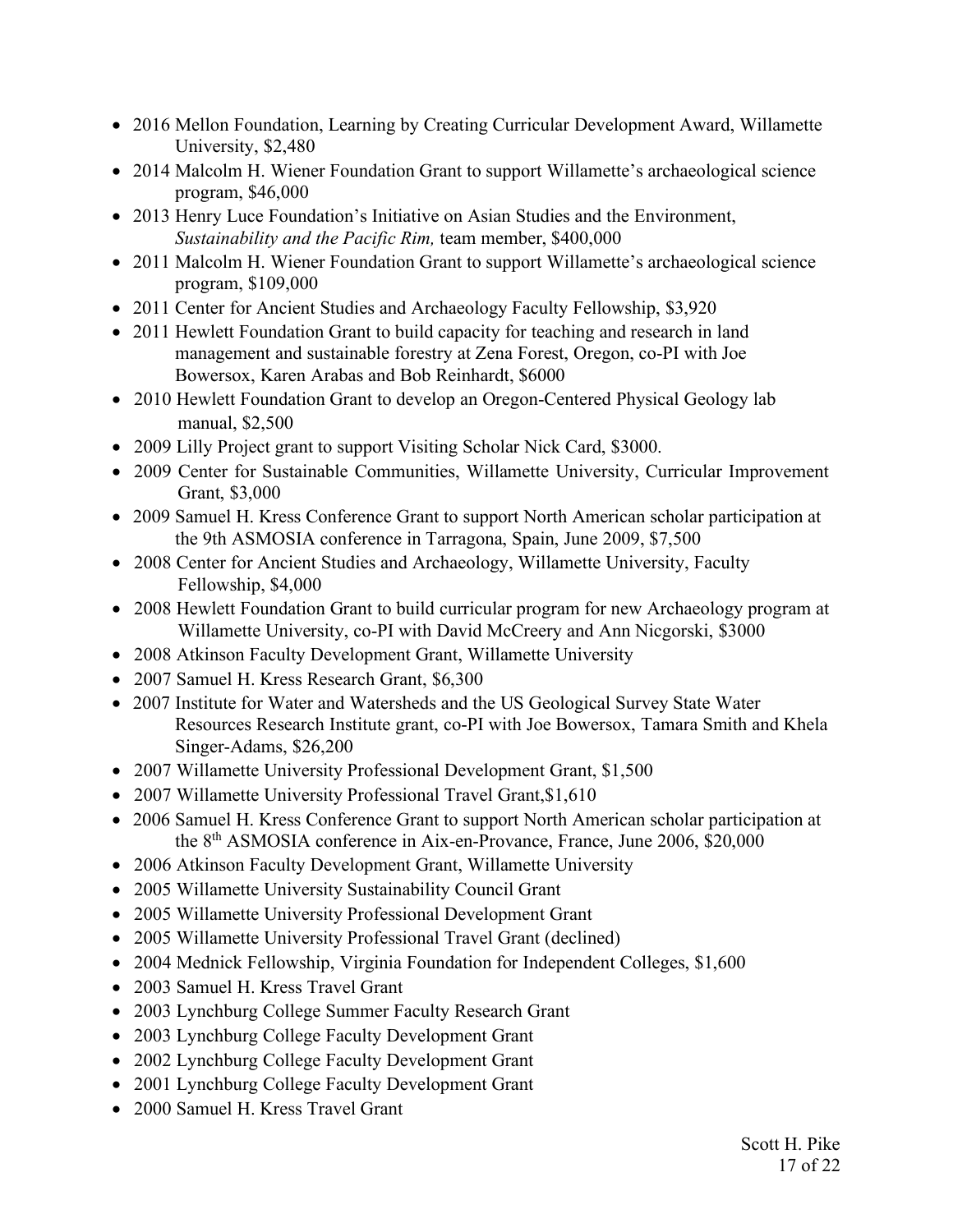- 2016 Mellon Foundation, Learning by Creating Curricular Development Award, Willamette University, $2,480
- 2014 Malcolm H. Wiener Foundation Grant to support Willamette's archaeological science program, $46,000
- 2013 Henry Luce Foundation's Initiative on Asian Studies and the Environment, *Sustainability and the Pacific Rim,* team member, $400,000
- 2011 Malcolm H. Wiener Foundation Grant to support Willamette's archaeological science program, $109,000
- 2011 Center for Ancient Studies and Archaeology Faculty Fellowship, $3,920
- 2011 Hewlett Foundation Grant to build capacity for teaching and research in land management and sustainable forestry at Zena Forest, Oregon, co-PI with Joe Bowersox, Karen Arabas and Bob Reinhardt, $6000
- 2010 Hewlett Foundation Grant to develop an Oregon-Centered Physical Geology lab manual, $2,500
- 2009 Lilly Project grant to support Visiting Scholar Nick Card, $3000.
- 2009 Center for Sustainable Communities, Willamette University, Curricular Improvement Grant, $3,000
- 2009 Samuel H. Kress Conference Grant to support North American scholar participation at the 9th ASMOSIA conference in Tarragona, Spain, June 2009, $7,500
- 2008 Center for Ancient Studies and Archaeology, Willamette University, Faculty Fellowship, $4,000
- 2008 Hewlett Foundation Grant to build curricular program for new Archaeology program at Willamette University, co-PI with David McCreery and Ann Nicgorski, $3000
- 2008 Atkinson Faculty Development Grant, Willamette University
- 2007 Samuel H. Kress Research Grant, $6,300
- 2007 Institute for Water and Watersheds and the US Geological Survey State Water Resources Research Institute grant, co-PI with Joe Bowersox, Tamara Smith and Khela Singer-Adams, $26,200
- 2007 Willamette University Professional Development Grant, $1,500
- 2007 Willamette University Professional Travel Grant,$1,610
- 2006 Samuel H. Kress Conference Grant to support North American scholar participation at the 8th ASMOSIA conference in Aix-en-Provance, France, June 2006, $20,000
- 2006 Atkinson Faculty Development Grant, Willamette University
- 2005 Willamette University Sustainability Council Grant
- 2005 Willamette University Professional Development Grant
- 2005 Willamette University Professional Travel Grant (declined)
- 2004 Mednick Fellowship, Virginia Foundation for Independent Colleges, $1,600
- 2003 Samuel H. Kress Travel Grant
- 2003 Lynchburg College Summer Faculty Research Grant
- 2003 Lynchburg College Faculty Development Grant
- 2002 Lynchburg College Faculty Development Grant
- 2001 Lynchburg College Faculty Development Grant
- 2000 Samuel H. Kress Travel Grant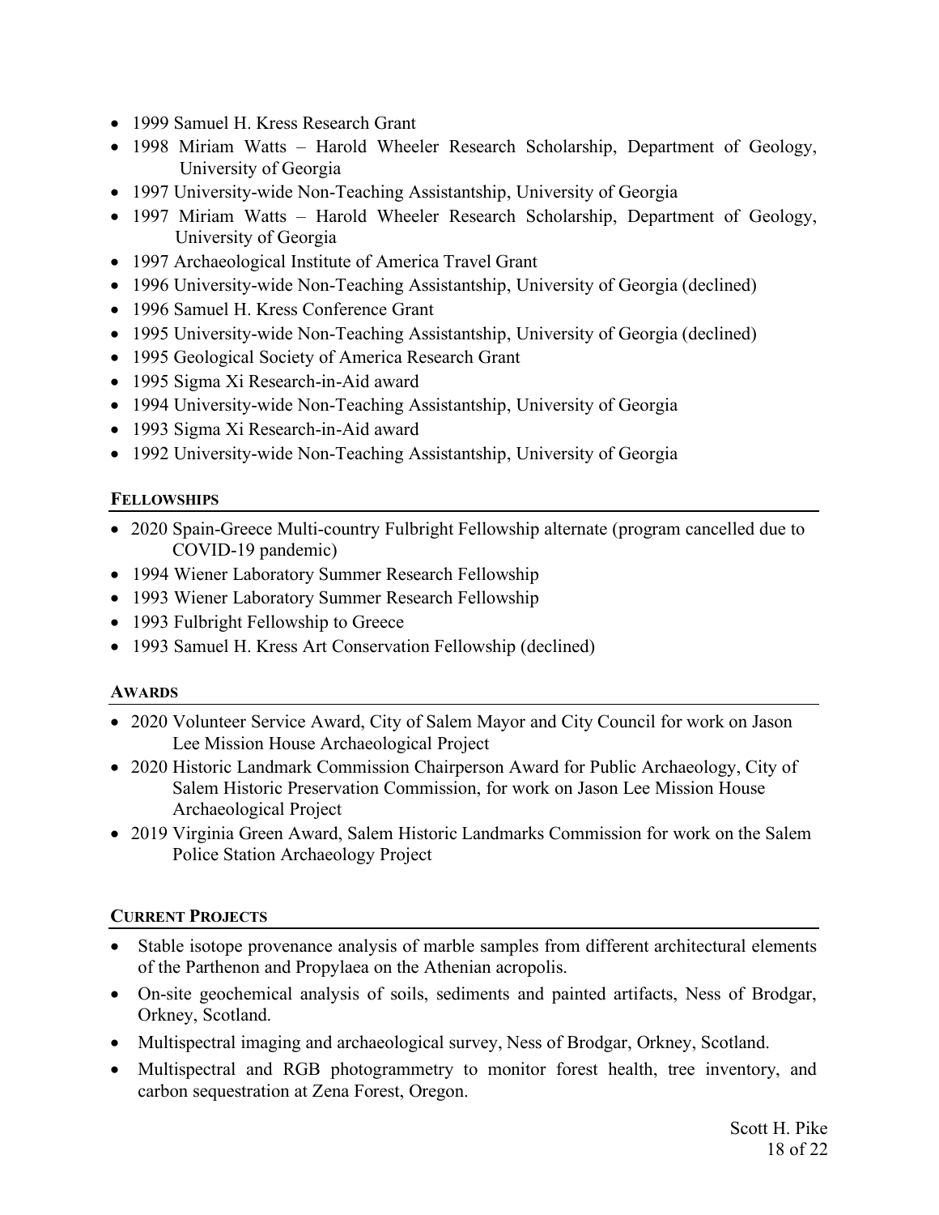- 1999 Samuel H. Kress Research Grant
- 1998 Miriam Watts – Harold Wheeler Research Scholarship, Department of Geology, University of Georgia
- 1997 University-wide Non-Teaching Assistantship, University of Georgia
- 1997 Miriam Watts – Harold Wheeler Research Scholarship, Department of Geology, University of Georgia
- 1997 Archaeological Institute of America Travel Grant
- 1996 University-wide Non-Teaching Assistantship, University of Georgia (declined)
- 1996 Samuel H. Kress Conference Grant
- 1995 University-wide Non-Teaching Assistantship, University of Georgia (declined)
- 1995 Geological Society of America Research Grant
- 1995 Sigma Xi Research-in-Aid award
- 1994 University-wide Non-Teaching Assistantship, University of Georgia
- 1993 Sigma Xi Research-in-Aid award
- 1992 University-wide Non-Teaching Assistantship, University of Georgia

## FELLOWSHIPS

- 2020 Spain-Greece Multi-country Fulbright Fellowship alternate (program cancelled due to COVID-19 pandemic)
- 1994 Wiener Laboratory Summer Research Fellowship
- 1993 Wiener Laboratory Summer Research Fellowship
- 1993 Fulbright Fellowship to Greece
- 1993 Samuel H. Kress Art Conservation Fellowship (declined)

## AWARDS

- 2020 Volunteer Service Award, City of Salem Mayor and City Council for work on Jason Lee Mission House Archaeological Project
- 2020 Historic Landmark Commission Chairperson Award for Public Archaeology, City of Salem Historic Preservation Commission, for work on Jason Lee Mission House Archaeological Project
- 2019 Virginia Green Award, Salem Historic Landmarks Commission for work on the Salem Police Station Archaeology Project

## CURRENT PROJECTS

- Stable isotope provenance analysis of marble samples from different architectural elements of the Parthenon and Propylaea on the Athenian acropolis.
- On-site geochemical analysis of soils, sediments and painted artifacts, Ness of Brodgar, Orkney, Scotland.
- Multispectral imaging and archaeological survey, Ness of Brodgar, Orkney, Scotland.
- Multispectral and RGB photogrammetry to monitor forest health, tree inventory, and carbon sequestration at Zena Forest, Oregon.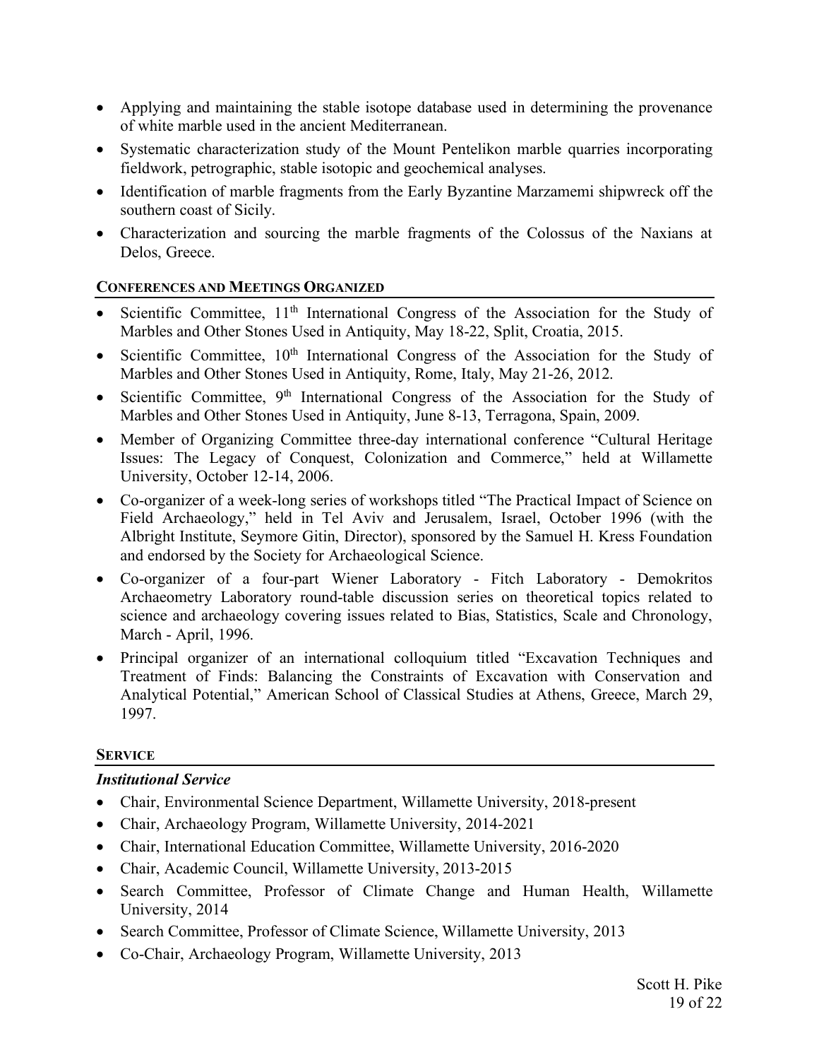- Applying and maintaining the stable isotope database used in determining the provenance of white marble used in the ancient Mediterranean.
- Systematic characterization study of the Mount Pentelikon marble quarries incorporating fieldwork, petrographic, stable isotopic and geochemical analyses.
- Identification of marble fragments from the Early Byzantine Marzamemi shipwreck off the southern coast of Sicily.
- Characterization and sourcing the marble fragments of the Colossus of the Naxians at Delos, Greece.

## CONFERENCES AND MEETINGS ORGANIZED

- Scientific Committee, 11th International Congress of the Association for the Study of Marbles and Other Stones Used in Antiquity, May 18-22, Split, Croatia, 2015.
- Scientific Committee, 10th International Congress of the Association for the Study of Marbles and Other Stones Used in Antiquity, Rome, Italy, May 21-26, 2012.
- Scientific Committee, 9th International Congress of the Association for the Study of Marbles and Other Stones Used in Antiquity, June 8-13, Terragona, Spain, 2009.
- Member of Organizing Committee three-day international conference "Cultural Heritage Issues: The Legacy of Conquest, Colonization and Commerce," held at Willamette University, October 12-14, 2006.
- Co-organizer of a week-long series of workshops titled "The Practical Impact of Science on Field Archaeology," held in Tel Aviv and Jerusalem, Israel, October 1996 (with the Albright Institute, Seymore Gitin, Director), sponsored by the Samuel H. Kress Foundation and endorsed by the Society for Archaeological Science.
- Co-organizer of a four-part Wiener Laboratory - Fitch Laboratory - Demokritos Archaeometry Laboratory round-table discussion series on theoretical topics related to science and archaeology covering issues related to Bias, Statistics, Scale and Chronology, March - April, 1996.
- Principal organizer of an international colloquium titled "Excavation Techniques and Treatment of Finds: Balancing the Constraints of Excavation with Conservation and Analytical Potential," American School of Classical Studies at Athens, Greece, March 29, 1997.

## SERVICE

### *Institutional Service*

- Chair, Environmental Science Department, Willamette University, 2018-present
- Chair, Archaeology Program, Willamette University, 2014-2021
- Chair, International Education Committee, Willamette University, 2016-2020
- Chair, Academic Council, Willamette University, 2013-2015
- Search Committee, Professor of Climate Change and Human Health, Willamette University, 2014
- Search Committee, Professor of Climate Science, Willamette University, 2013
- Co-Chair, Archaeology Program, Willamette University, 2013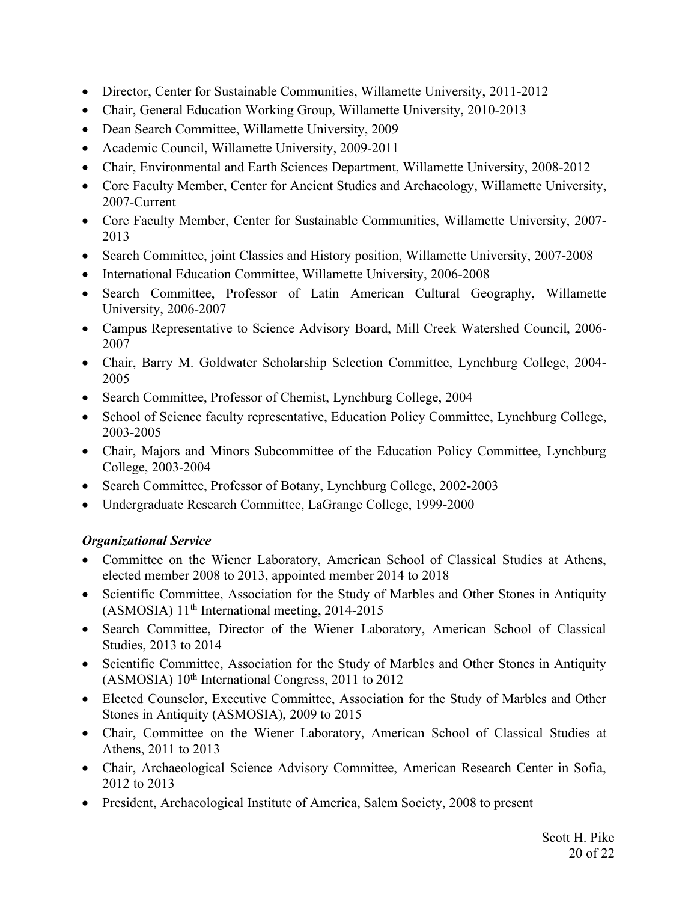- Director, Center for Sustainable Communities, Willamette University, 2011-2012
- Chair, General Education Working Group, Willamette University, 2010-2013
- Dean Search Committee, Willamette University, 2009
- Academic Council, Willamette University, 2009-2011
- Chair, Environmental and Earth Sciences Department, Willamette University, 2008-2012
- Core Faculty Member, Center for Ancient Studies and Archaeology, Willamette University, 2007-Current
- Core Faculty Member, Center for Sustainable Communities, Willamette University, 2007-2013
- Search Committee, joint Classics and History position, Willamette University, 2007-2008
- International Education Committee, Willamette University, 2006-2008
- Search Committee, Professor of Latin American Cultural Geography, Willamette University, 2006-2007
- Campus Representative to Science Advisory Board, Mill Creek Watershed Council, 2006-2007
- Chair, Barry M. Goldwater Scholarship Selection Committee, Lynchburg College, 2004-2005
- Search Committee, Professor of Chemist, Lynchburg College, 2004
- School of Science faculty representative, Education Policy Committee, Lynchburg College, 2003-2005
- Chair, Majors and Minors Subcommittee of the Education Policy Committee, Lynchburg College, 2003-2004
- Search Committee, Professor of Botany, Lynchburg College, 2002-2003
- Undergraduate Research Committee, LaGrange College, 1999-2000

***Organizational Service***

- Committee on the Wiener Laboratory, American School of Classical Studies at Athens, elected member 2008 to 2013, appointed member 2014 to 2018
- Scientific Committee, Association for the Study of Marbles and Other Stones in Antiquity (ASMOSIA) 11th International meeting, 2014-2015
- Search Committee, Director of the Wiener Laboratory, American School of Classical Studies, 2013 to 2014
- Scientific Committee, Association for the Study of Marbles and Other Stones in Antiquity (ASMOSIA) 10th International Congress, 2011 to 2012
- Elected Counselor, Executive Committee, Association for the Study of Marbles and Other Stones in Antiquity (ASMOSIA), 2009 to 2015
- Chair, Committee on the Wiener Laboratory, American School of Classical Studies at Athens, 2011 to 2013
- Chair, Archaeological Science Advisory Committee, American Research Center in Sofia, 2012 to 2013
- President, Archaeological Institute of America, Salem Society, 2008 to present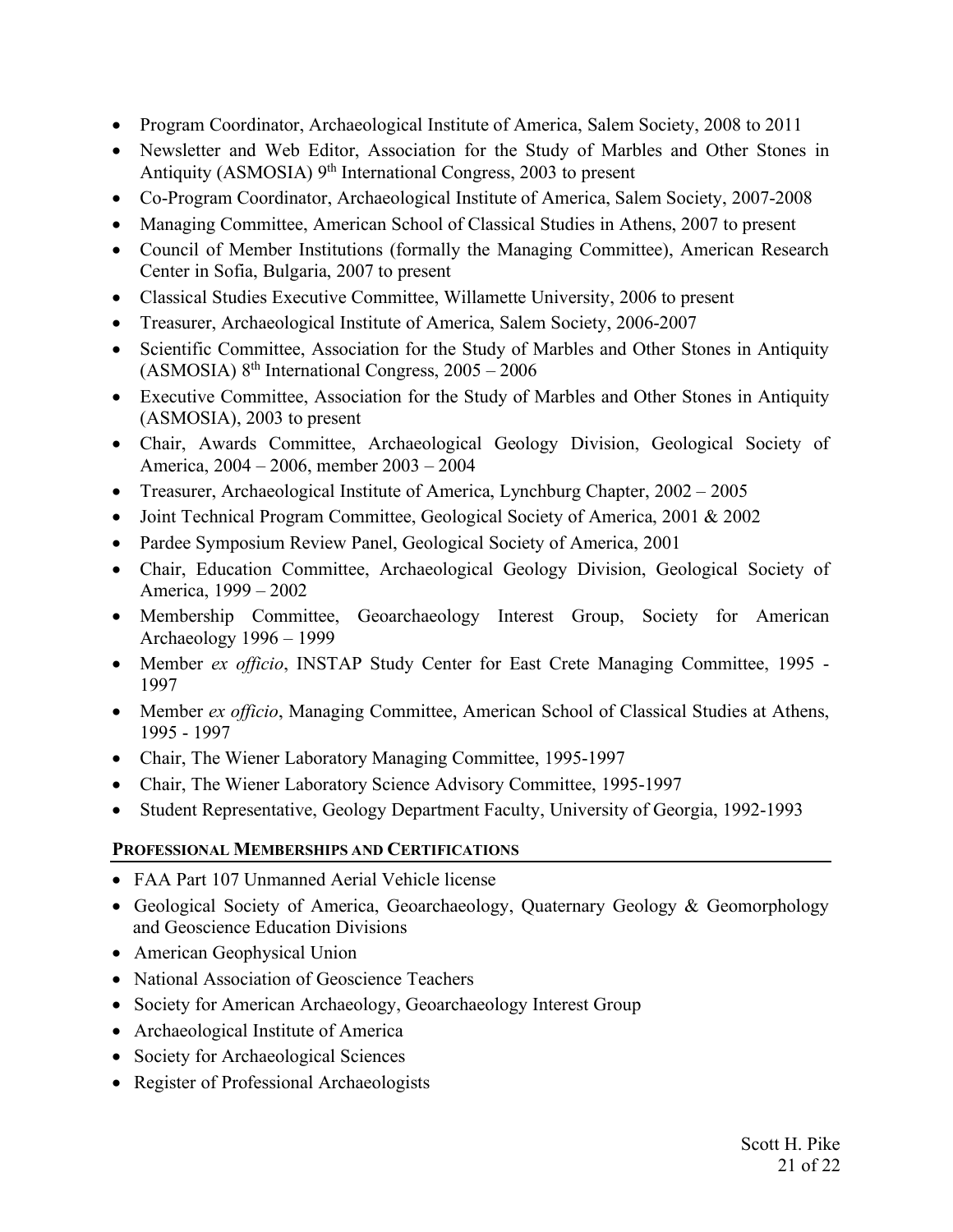- Program Coordinator, Archaeological Institute of America, Salem Society, 2008 to 2011
- Newsletter and Web Editor, Association for the Study of Marbles and Other Stones in Antiquity (ASMOSIA) 9th International Congress, 2003 to present
- Co-Program Coordinator, Archaeological Institute of America, Salem Society, 2007-2008
- Managing Committee, American School of Classical Studies in Athens, 2007 to present
- Council of Member Institutions (formally the Managing Committee), American Research Center in Sofia, Bulgaria, 2007 to present
- Classical Studies Executive Committee, Willamette University, 2006 to present
- Treasurer, Archaeological Institute of America, Salem Society, 2006-2007
- Scientific Committee, Association for the Study of Marbles and Other Stones in Antiquity (ASMOSIA) 8th International Congress, 2005 – 2006
- Executive Committee, Association for the Study of Marbles and Other Stones in Antiquity (ASMOSIA), 2003 to present
- Chair, Awards Committee, Archaeological Geology Division, Geological Society of America, 2004 – 2006, member 2003 – 2004
- Treasurer, Archaeological Institute of America, Lynchburg Chapter, 2002 – 2005
- Joint Technical Program Committee, Geological Society of America, 2001 & 2002
- Pardee Symposium Review Panel, Geological Society of America, 2001
- Chair, Education Committee, Archaeological Geology Division, Geological Society of America, 1999 – 2002
- Membership Committee, Geoarchaeology Interest Group, Society for American Archaeology 1996 – 1999
- Member *ex officio*, INSTAP Study Center for East Crete Managing Committee, 1995 - 1997
- Member *ex officio*, Managing Committee, American School of Classical Studies at Athens, 1995 - 1997
- Chair, The Wiener Laboratory Managing Committee, 1995-1997
- Chair, The Wiener Laboratory Science Advisory Committee, 1995-1997
- Student Representative, Geology Department Faculty, University of Georgia, 1992-1993

## PROFESSIONAL MEMBERSHIPS AND CERTIFICATIONS

- FAA Part 107 Unmanned Aerial Vehicle license
- Geological Society of America, Geoarchaeology, Quaternary Geology & Geomorphology and Geoscience Education Divisions
- American Geophysical Union
- National Association of Geoscience Teachers
- Society for American Archaeology, Geoarchaeology Interest Group
- Archaeological Institute of America
- Society for Archaeological Sciences
- Register of Professional Archaeologists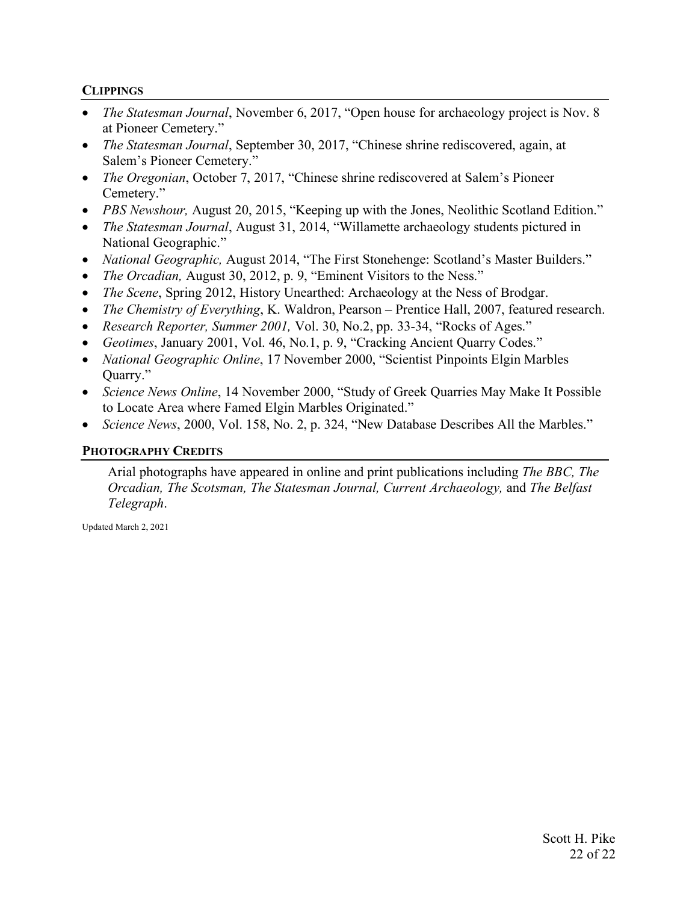## CLIPPINGS

- *The Statesman Journal*, November 6, 2017, "Open house for archaeology project is Nov. 8 at Pioneer Cemetery."
- *The Statesman Journal*, September 30, 2017, "Chinese shrine rediscovered, again, at Salem's Pioneer Cemetery."
- *The Oregonian*, October 7, 2017, "Chinese shrine rediscovered at Salem's Pioneer Cemetery."
- *PBS Newshour,* August 20, 2015, "Keeping up with the Jones, Neolithic Scotland Edition."
- *The Statesman Journal*, August 31, 2014, "Willamette archaeology students pictured in National Geographic."
- *National Geographic,* August 2014, "The First Stonehenge: Scotland's Master Builders."
- *The Orcadian,* August 30, 2012, p. 9, "Eminent Visitors to the Ness."
- *The Scene*, Spring 2012, History Unearthed: Archaeology at the Ness of Brodgar.
- *The Chemistry of Everything*, K. Waldron, Pearson – Prentice Hall, 2007, featured research.
- *Research Reporter, Summer 2001,* Vol. 30, No.2, pp. 33-34, "Rocks of Ages."
- *Geotimes*, January 2001, Vol. 46, No.1, p. 9, "Cracking Ancient Quarry Codes."
- *National Geographic Online*, 17 November 2000, "Scientist Pinpoints Elgin Marbles Quarry."
- *Science News Online*, 14 November 2000, "Study of Greek Quarries May Make It Possible to Locate Area where Famed Elgin Marbles Originated."
- *Science News*, 2000, Vol. 158, No. 2, p. 324, "New Database Describes All the Marbles."

## PHOTOGRAPHY CREDITS

Arial photographs have appeared in online and print publications including *The BBC, The Orcadian, The Scotsman, The Statesman Journal, Current Archaeology,* and *The Belfast Telegraph*.

Updated March 2, 2021